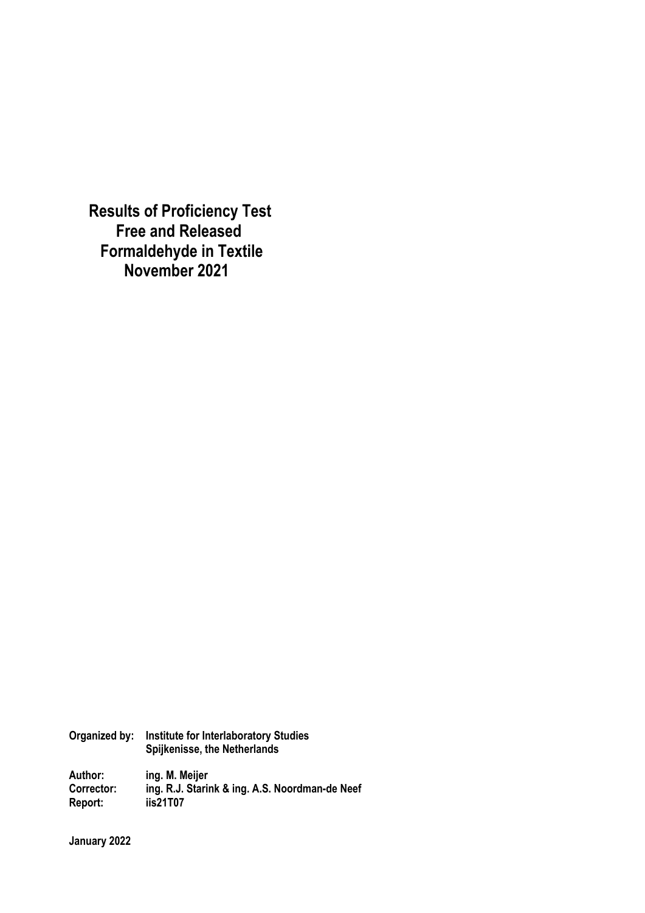# Results of Proficiency Test Free and Released Formaldehyde in Textile November 2021

**Organized by:** Institute for Interlaboratory Studies
Spijkenisse, the Netherlands

**Author:** ing. M. Meijer
**Corrector:** ing. R.J. Starink & ing. A.S. Noordman-de Neef
**Report:** iis21T07

**January 2022**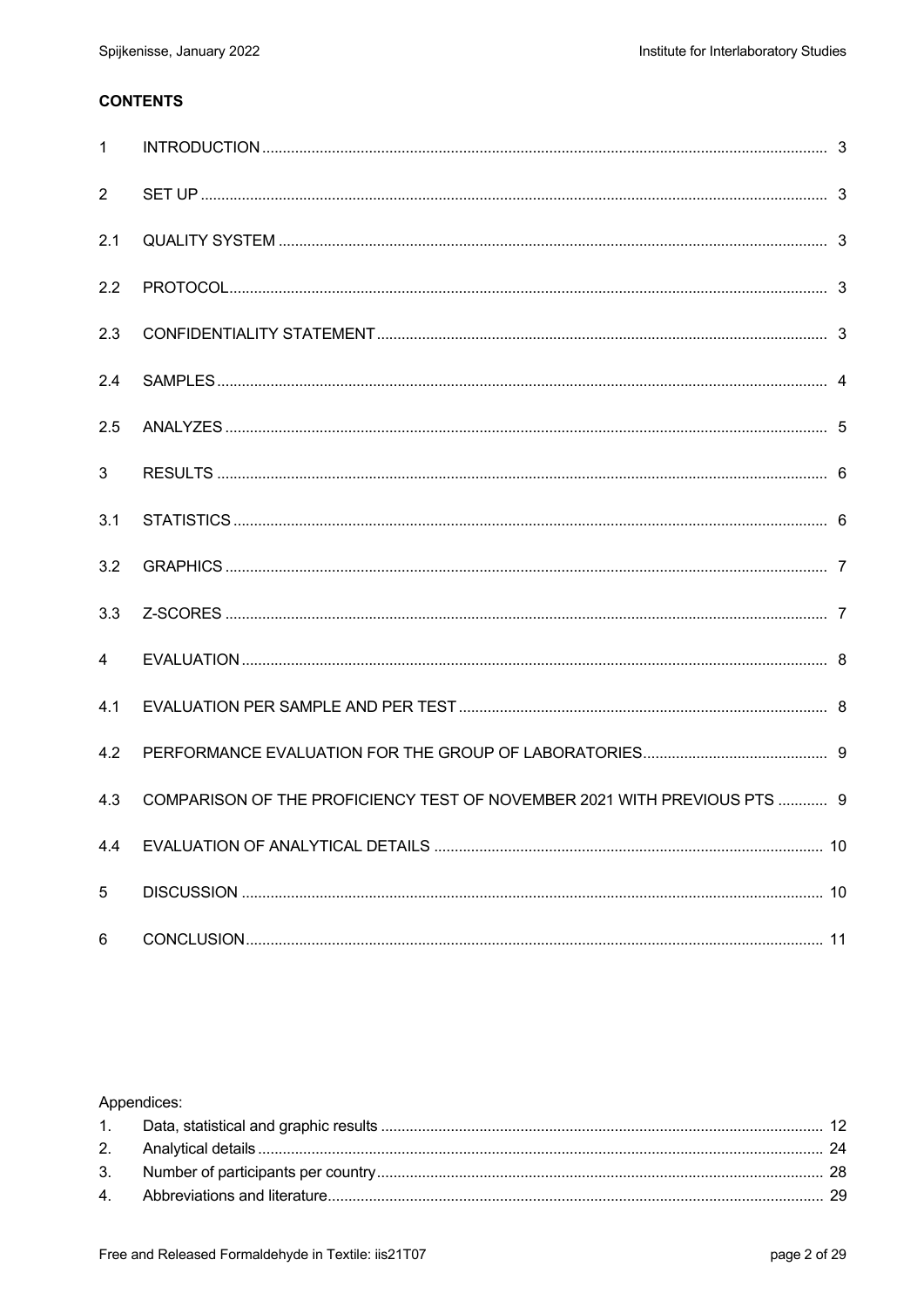**CONTENTS**

| | | |
|---|---|---|
| 1 | INTRODUCTION | 3 |
| 2 | SET UP | 3 |
| 2.1 | QUALITY SYSTEM | 3 |
| 2.2 | PROTOCOL | 3 |
| 2.3 | CONFIDENTIALITY STATEMENT | 3 |
| 2.4 | SAMPLES | 4 |
| 2.5 | ANALYZES | 5 |
| 3 | RESULTS | 6 |
| 3.1 | STATISTICS | 6 |
| 3.2 | GRAPHICS | 7 |
| 3.3 | Z-SCORES | 7 |
| 4 | EVALUATION | 8 |
| 4.1 | EVALUATION PER SAMPLE AND PER TEST | 8 |
| 4.2 | PERFORMANCE EVALUATION FOR THE GROUP OF LABORATORIES | 9 |
| 4.3 | COMPARISON OF THE PROFICIENCY TEST OF NOVEMBER 2021 WITH PREVIOUS PTS | 9 |
| 4.4 | EVALUATION OF ANALYTICAL DETAILS | 10 |
| 5 | DISCUSSION | 10 |
| 6 | CONCLUSION | 11 |

Appendices:

| | | |
|---|---|---|
| 1. | Data, statistical and graphic results | 12 |
| 2. | Analytical details | 24 |
| 3. | Number of participants per country | 28 |
| 4. | Abbreviations and literature | 29 |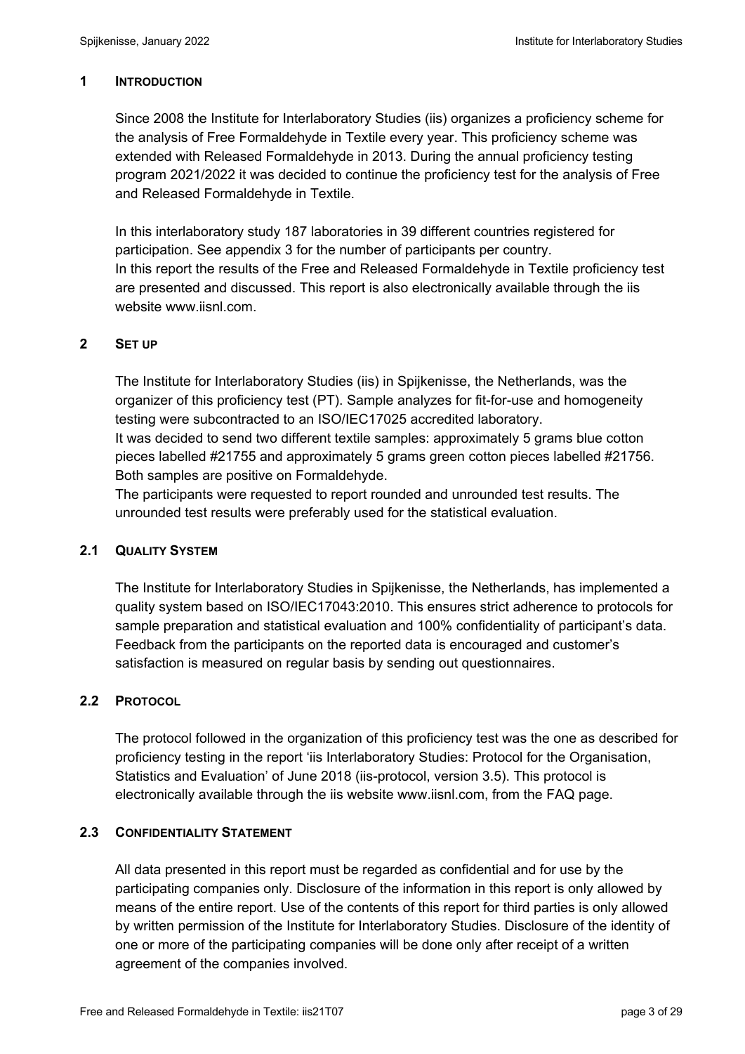## 1 INTRODUCTION

Since 2008 the Institute for Interlaboratory Studies (iis) organizes a proficiency scheme for the analysis of Free Formaldehyde in Textile every year. This proficiency scheme was extended with Released Formaldehyde in 2013. During the annual proficiency testing program 2021/2022 it was decided to continue the proficiency test for the analysis of Free and Released Formaldehyde in Textile.

In this interlaboratory study 187 laboratories in 39 different countries registered for participation. See appendix 3 for the number of participants per country.
In this report the results of the Free and Released Formaldehyde in Textile proficiency test are presented and discussed. This report is also electronically available through the iis website www.iisnl.com.

## 2 SET UP

The Institute for Interlaboratory Studies (iis) in Spijkenisse, the Netherlands, was the organizer of this proficiency test (PT). Sample analyzes for fit-for-use and homogeneity testing were subcontracted to an ISO/IEC17025 accredited laboratory.
It was decided to send two different textile samples: approximately 5 grams blue cotton pieces labelled #21755 and approximately 5 grams green cotton pieces labelled #21756. Both samples are positive on Formaldehyde.
The participants were requested to report rounded and unrounded test results. The unrounded test results were preferably used for the statistical evaluation.

### 2.1 QUALITY SYSTEM

The Institute for Interlaboratory Studies in Spijkenisse, the Netherlands, has implemented a quality system based on ISO/IEC17043:2010. This ensures strict adherence to protocols for sample preparation and statistical evaluation and 100% confidentiality of participant's data. Feedback from the participants on the reported data is encouraged and customer's satisfaction is measured on regular basis by sending out questionnaires.

### 2.2 PROTOCOL

The protocol followed in the organization of this proficiency test was the one as described for proficiency testing in the report 'iis Interlaboratory Studies: Protocol for the Organisation, Statistics and Evaluation' of June 2018 (iis-protocol, version 3.5). This protocol is electronically available through the iis website www.iisnl.com, from the FAQ page.

### 2.3 CONFIDENTIALITY STATEMENT

All data presented in this report must be regarded as confidential and for use by the participating companies only. Disclosure of the information in this report is only allowed by means of the entire report. Use of the contents of this report for third parties is only allowed by written permission of the Institute for Interlaboratory Studies. Disclosure of the identity of one or more of the participating companies will be done only after receipt of a written agreement of the companies involved.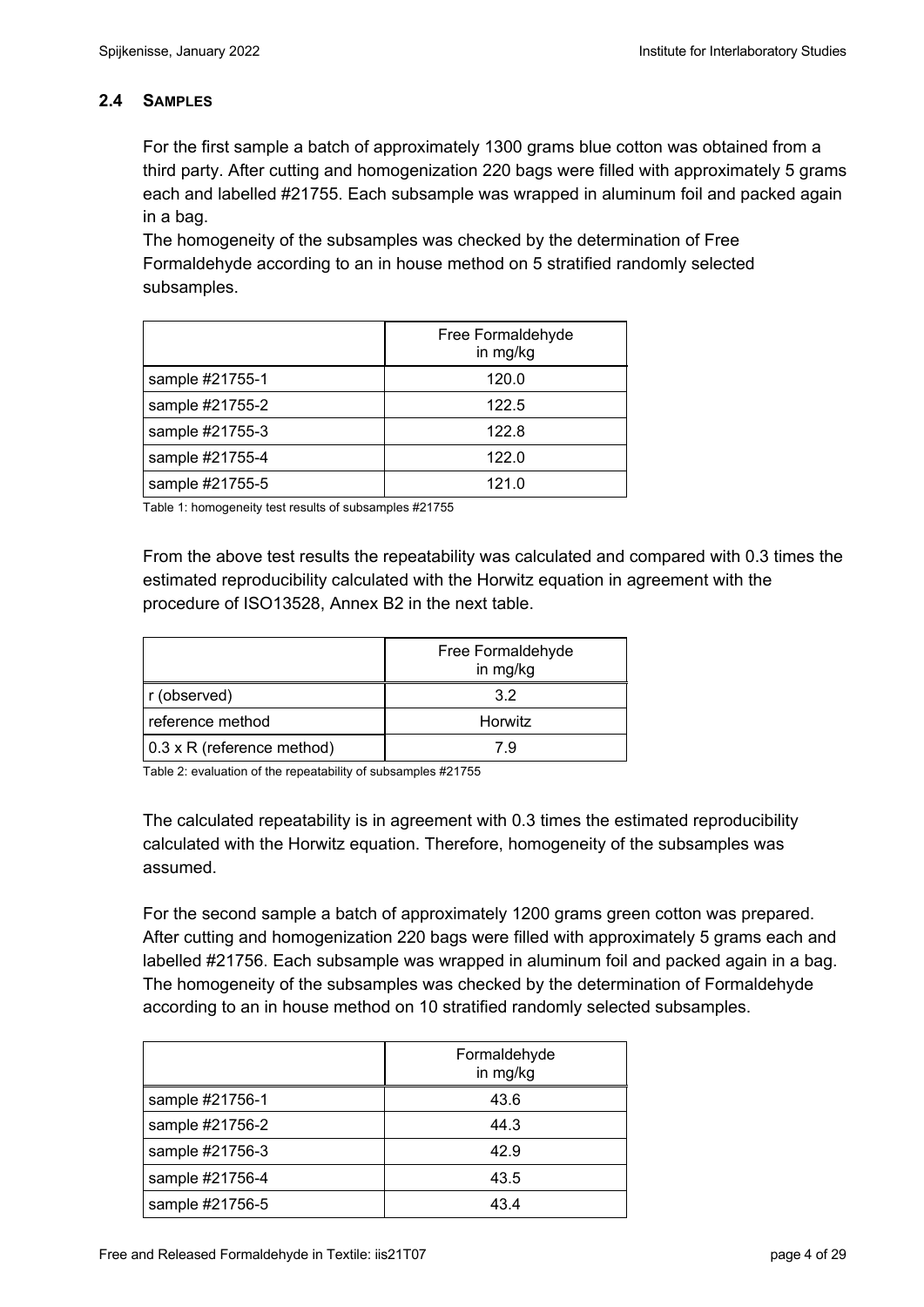### 2.4 SAMPLES

For the first sample a batch of approximately 1300 grams blue cotton was obtained from a third party. After cutting and homogenization 220 bags were filled with approximately 5 grams each and labelled #21755. Each subsample was wrapped in aluminum foil and packed again in a bag.
The homogeneity of the subsamples was checked by the determination of Free Formaldehyde according to an in house method on 5 stratified randomly selected subsamples.

| | Free Formaldehyde in mg/kg |
|---|---|
| sample #21755-1 | 120.0 |
| sample #21755-2 | 122.5 |
| sample #21755-3 | 122.8 |
| sample #21755-4 | 122.0 |
| sample #21755-5 | 121.0 |

Table 1: homogeneity test results of subsamples #21755

From the above test results the repeatability was calculated and compared with 0.3 times the estimated reproducibility calculated with the Horwitz equation in agreement with the procedure of ISO13528, Annex B2 in the next table.

| | Free Formaldehyde in mg/kg |
|---|---|
| r (observed) | 3.2 |
| reference method | Horwitz |
| 0.3 x R (reference method) | 7.9 |

Table 2: evaluation of the repeatability of subsamples #21755

The calculated repeatability is in agreement with 0.3 times the estimated reproducibility calculated with the Horwitz equation. Therefore, homogeneity of the subsamples was assumed.

For the second sample a batch of approximately 1200 grams green cotton was prepared. After cutting and homogenization 220 bags were filled with approximately 5 grams each and labelled #21756. Each subsample was wrapped in aluminum foil and packed again in a bag. The homogeneity of the subsamples was checked by the determination of Formaldehyde according to an in house method on 10 stratified randomly selected subsamples.

| | Formaldehyde in mg/kg |
|---|---|
| sample #21756-1 | 43.6 |
| sample #21756-2 | 44.3 |
| sample #21756-3 | 42.9 |
| sample #21756-4 | 43.5 |
| sample #21756-5 | 43.4 |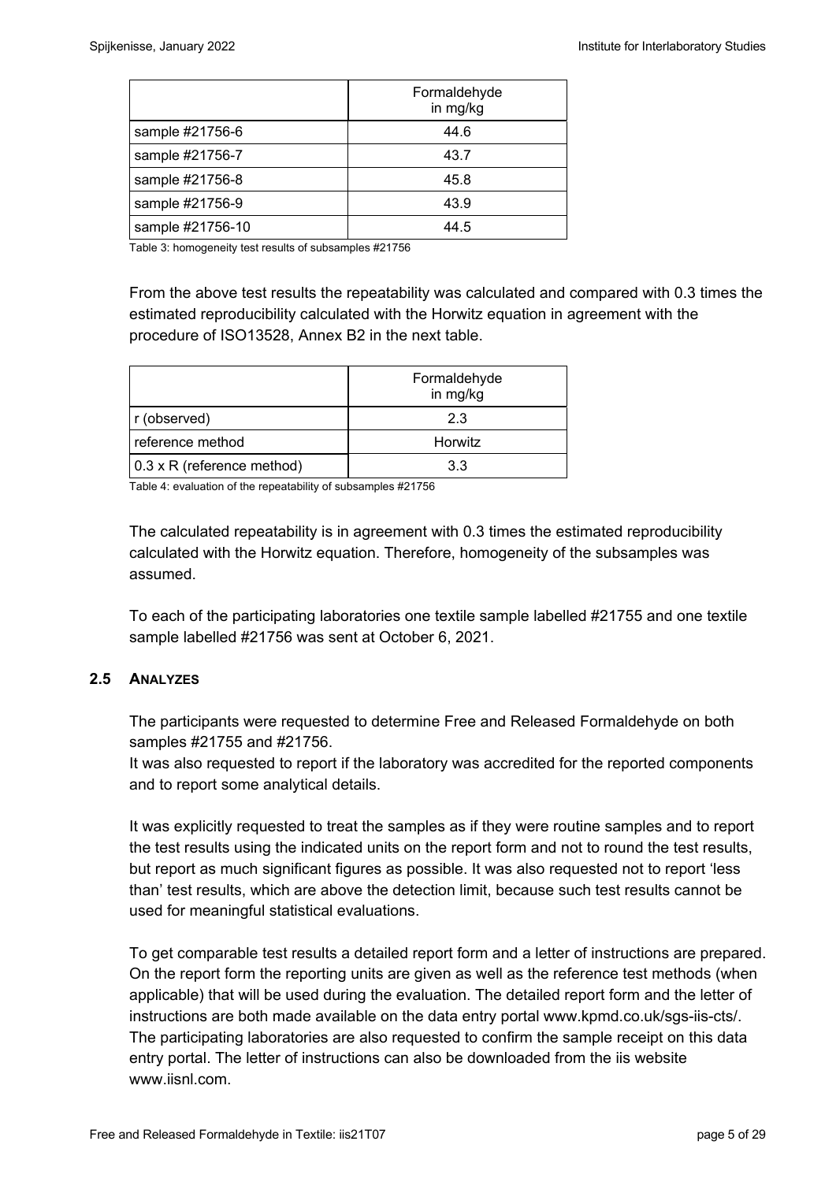| | Formaldehyde in mg/kg |
|---|---|
| sample #21756-6 | 44.6 |
| sample #21756-7 | 43.7 |
| sample #21756-8 | 45.8 |
| sample #21756-9 | 43.9 |
| sample #21756-10 | 44.5 |

Table 3: homogeneity test results of subsamples #21756

From the above test results the repeatability was calculated and compared with 0.3 times the estimated reproducibility calculated with the Horwitz equation in agreement with the procedure of ISO13528, Annex B2 in the next table.

| | Formaldehyde in mg/kg |
|---|---|
| r (observed) | 2.3 |
| reference method | Horwitz |
| 0.3 x R (reference method) | 3.3 |

Table 4: evaluation of the repeatability of subsamples #21756

The calculated repeatability is in agreement with 0.3 times the estimated reproducibility calculated with the Horwitz equation. Therefore, homogeneity of the subsamples was assumed.

To each of the participating laboratories one textile sample labelled #21755 and one textile sample labelled #21756 was sent at October 6, 2021.

### 2.5 ANALYZES

The participants were requested to determine Free and Released Formaldehyde on both samples #21755 and #21756.
It was also requested to report if the laboratory was accredited for the reported components and to report some analytical details.

It was explicitly requested to treat the samples as if they were routine samples and to report the test results using the indicated units on the report form and not to round the test results, but report as much significant figures as possible. It was also requested not to report 'less than' test results, which are above the detection limit, because such test results cannot be used for meaningful statistical evaluations.

To get comparable test results a detailed report form and a letter of instructions are prepared. On the report form the reporting units are given as well as the reference test methods (when applicable) that will be used during the evaluation. The detailed report form and the letter of instructions are both made available on the data entry portal www.kpmd.co.uk/sgs-iis-cts/. The participating laboratories are also requested to confirm the sample receipt on this data entry portal. The letter of instructions can also be downloaded from the iis website www.iisnl.com.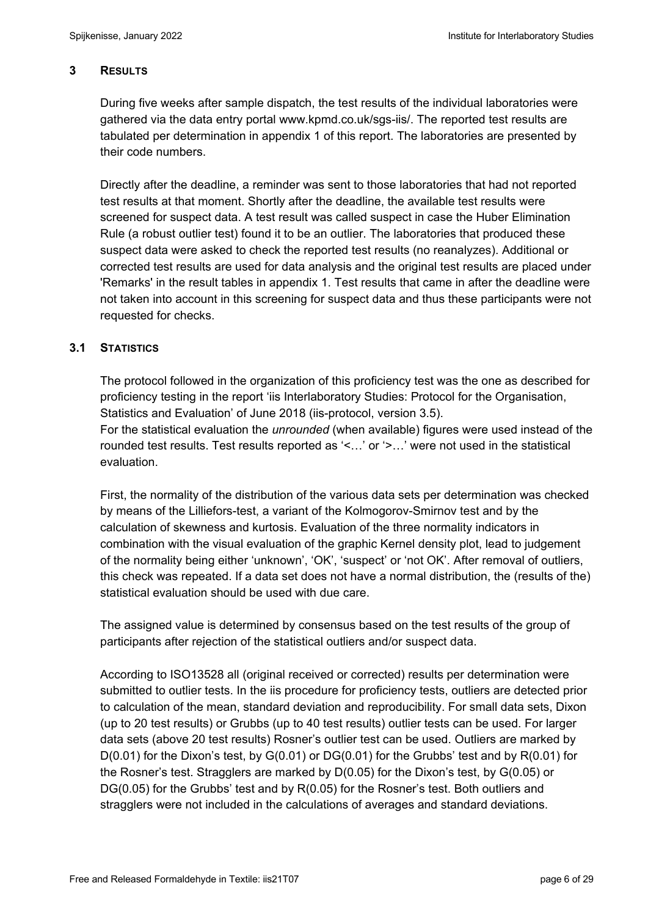## 3 RESULTS

During five weeks after sample dispatch, the test results of the individual laboratories were gathered via the data entry portal www.kpmd.co.uk/sgs-iis/. The reported test results are tabulated per determination in appendix 1 of this report. The laboratories are presented by their code numbers.

Directly after the deadline, a reminder was sent to those laboratories that had not reported test results at that moment. Shortly after the deadline, the available test results were screened for suspect data. A test result was called suspect in case the Huber Elimination Rule (a robust outlier test) found it to be an outlier. The laboratories that produced these suspect data were asked to check the reported test results (no reanalyzes). Additional or corrected test results are used for data analysis and the original test results are placed under 'Remarks' in the result tables in appendix 1. Test results that came in after the deadline were not taken into account in this screening for suspect data and thus these participants were not requested for checks.

### 3.1 STATISTICS

The protocol followed in the organization of this proficiency test was the one as described for proficiency testing in the report 'iis Interlaboratory Studies: Protocol for the Organisation, Statistics and Evaluation' of June 2018 (iis-protocol, version 3.5).
For the statistical evaluation the *unrounded* (when available) figures were used instead of the rounded test results. Test results reported as '<…' or '>…' were not used in the statistical evaluation.

First, the normality of the distribution of the various data sets per determination was checked by means of the Lilliefors-test, a variant of the Kolmogorov-Smirnov test and by the calculation of skewness and kurtosis. Evaluation of the three normality indicators in combination with the visual evaluation of the graphic Kernel density plot, lead to judgement of the normality being either 'unknown', 'OK', 'suspect' or 'not OK'. After removal of outliers, this check was repeated. If a data set does not have a normal distribution, the (results of the) statistical evaluation should be used with due care.

The assigned value is determined by consensus based on the test results of the group of participants after rejection of the statistical outliers and/or suspect data.

According to ISO13528 all (original received or corrected) results per determination were submitted to outlier tests. In the iis procedure for proficiency tests, outliers are detected prior to calculation of the mean, standard deviation and reproducibility. For small data sets, Dixon (up to 20 test results) or Grubbs (up to 40 test results) outlier tests can be used. For larger data sets (above 20 test results) Rosner's outlier test can be used. Outliers are marked by D(0.01) for the Dixon's test, by G(0.01) or DG(0.01) for the Grubbs' test and by R(0.01) for the Rosner's test. Stragglers are marked by D(0.05) for the Dixon's test, by G(0.05) or DG(0.05) for the Grubbs' test and by R(0.05) for the Rosner's test. Both outliers and stragglers were not included in the calculations of averages and standard deviations.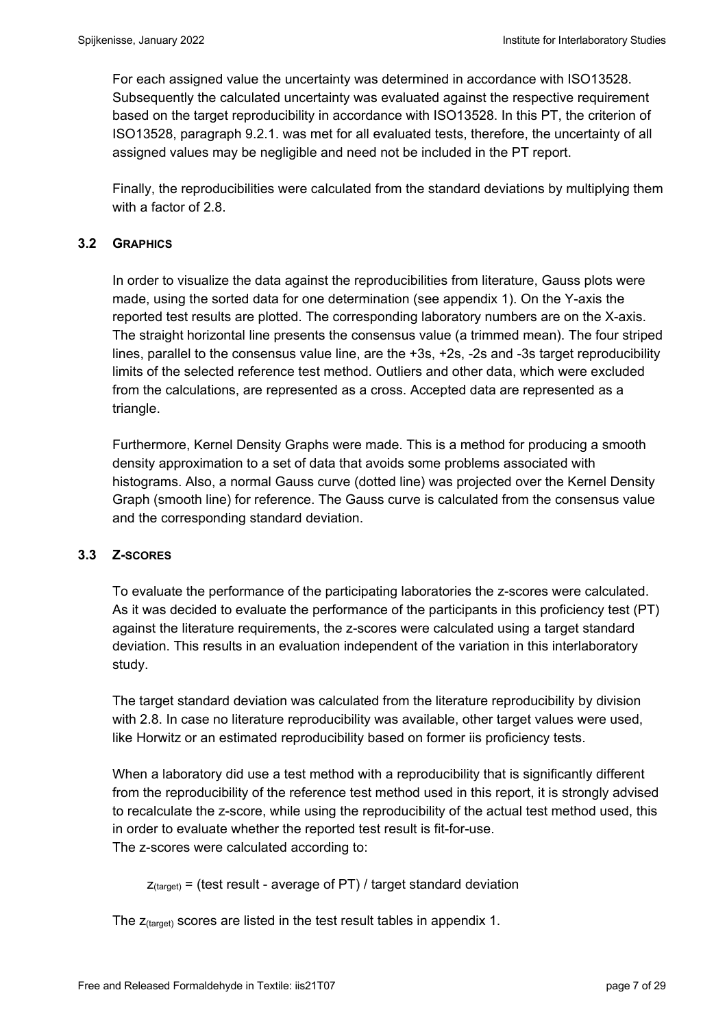For each assigned value the uncertainty was determined in accordance with ISO13528. Subsequently the calculated uncertainty was evaluated against the respective requirement based on the target reproducibility in accordance with ISO13528. In this PT, the criterion of ISO13528, paragraph 9.2.1. was met for all evaluated tests, therefore, the uncertainty of all assigned values may be negligible and need not be included in the PT report.

Finally, the reproducibilities were calculated from the standard deviations by multiplying them with a factor of 2.8.

### 3.2 GRAPHICS

In order to visualize the data against the reproducibilities from literature, Gauss plots were made, using the sorted data for one determination (see appendix 1). On the Y-axis the reported test results are plotted. The corresponding laboratory numbers are on the X-axis. The straight horizontal line presents the consensus value (a trimmed mean). The four striped lines, parallel to the consensus value line, are the +3s, +2s, -2s and -3s target reproducibility limits of the selected reference test method. Outliers and other data, which were excluded from the calculations, are represented as a cross. Accepted data are represented as a triangle.

Furthermore, Kernel Density Graphs were made. This is a method for producing a smooth density approximation to a set of data that avoids some problems associated with histograms. Also, a normal Gauss curve (dotted line) was projected over the Kernel Density Graph (smooth line) for reference. The Gauss curve is calculated from the consensus value and the corresponding standard deviation.

### 3.3 Z-SCORES

To evaluate the performance of the participating laboratories the z-scores were calculated. As it was decided to evaluate the performance of the participants in this proficiency test (PT) against the literature requirements, the z-scores were calculated using a target standard deviation. This results in an evaluation independent of the variation in this interlaboratory study.

The target standard deviation was calculated from the literature reproducibility by division with 2.8. In case no literature reproducibility was available, other target values were used, like Horwitz or an estimated reproducibility based on former iis proficiency tests.

When a laboratory did use a test method with a reproducibility that is significantly different from the reproducibility of the reference test method used in this report, it is strongly advised to recalculate the z-score, while using the reproducibility of the actual test method used, this in order to evaluate whether the reported test result is fit-for-use.
The z-scores were calculated according to:

$$z_{(target)} = \text{(test result - average of PT) / target standard deviation}$$

The $z_{(target)}$ scores are listed in the test result tables in appendix 1.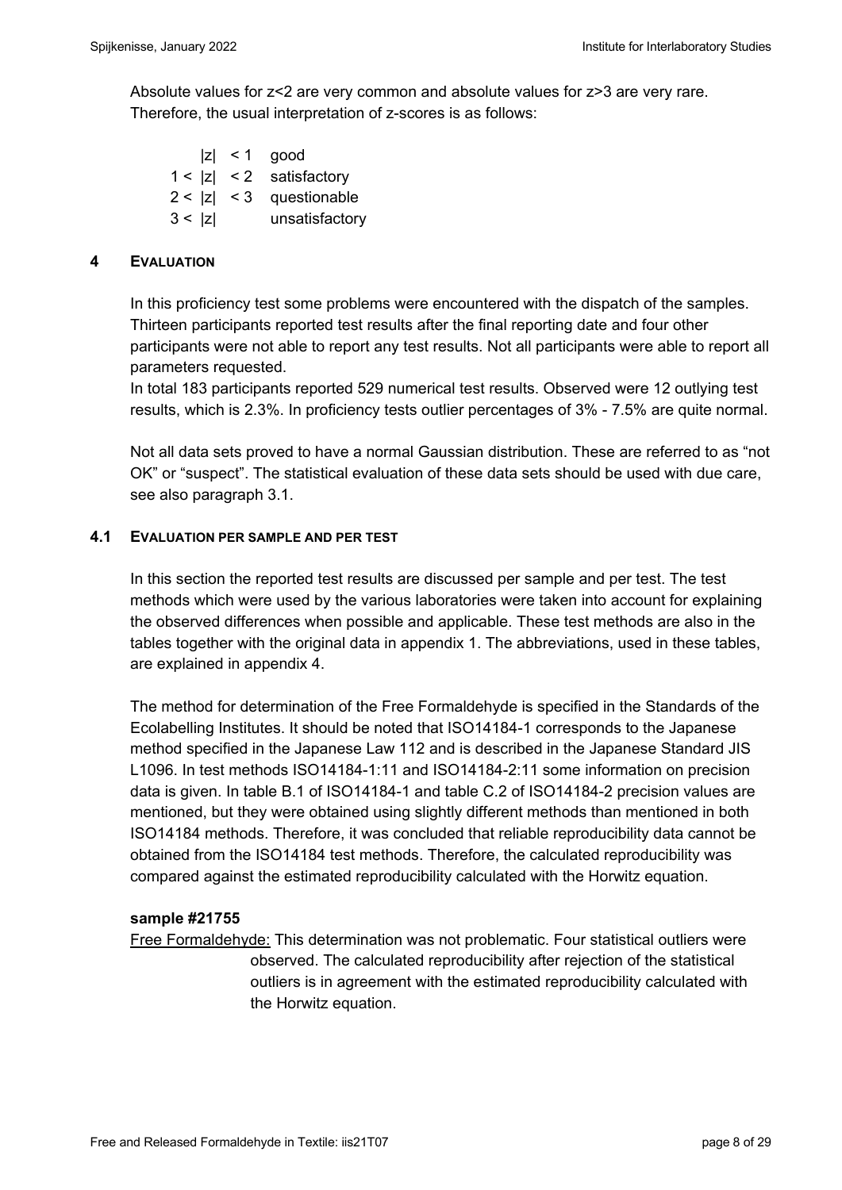Absolute values for z<2 are very common and absolute values for z>3 are very rare. Therefore, the usual interpretation of z-scores is as follows:

| | |
|---|---|
| $\|z\| < 1$ | good |
| $1 < \|z\| < 2$ | satisfactory |
| $2 < \|z\| < 3$ | questionable |
| $3 < \|z\|$ | unsatisfactory |

## 4 EVALUATION

In this proficiency test some problems were encountered with the dispatch of the samples. Thirteen participants reported test results after the final reporting date and four other participants were not able to report any test results. Not all participants were able to report all parameters requested.
In total 183 participants reported 529 numerical test results. Observed were 12 outlying test results, which is 2.3%. In proficiency tests outlier percentages of 3% - 7.5% are quite normal.

Not all data sets proved to have a normal Gaussian distribution. These are referred to as “not OK” or “suspect”. The statistical evaluation of these data sets should be used with due care, see also paragraph 3.1.

### 4.1 EVALUATION PER SAMPLE AND PER TEST

In this section the reported test results are discussed per sample and per test. The test methods which were used by the various laboratories were taken into account for explaining the observed differences when possible and applicable. These test methods are also in the tables together with the original data in appendix 1. The abbreviations, used in these tables, are explained in appendix 4.

The method for determination of the Free Formaldehyde is specified in the Standards of the Ecolabelling Institutes. It should be noted that ISO14184-1 corresponds to the Japanese method specified in the Japanese Law 112 and is described in the Japanese Standard JIS L1096. In test methods ISO14184-1:11 and ISO14184-2:11 some information on precision data is given. In table B.1 of ISO14184-1 and table C.2 of ISO14184-2 precision values are mentioned, but they were obtained using slightly different methods than mentioned in both ISO14184 methods. Therefore, it was concluded that reliable reproducibility data cannot be obtained from the ISO14184 test methods. Therefore, the calculated reproducibility was compared against the estimated reproducibility calculated with the Horwitz equation.

**sample #21755**

Free Formaldehyde: This determination was not problematic. Four statistical outliers were observed. The calculated reproducibility after rejection of the statistical outliers is in agreement with the estimated reproducibility calculated with the Horwitz equation.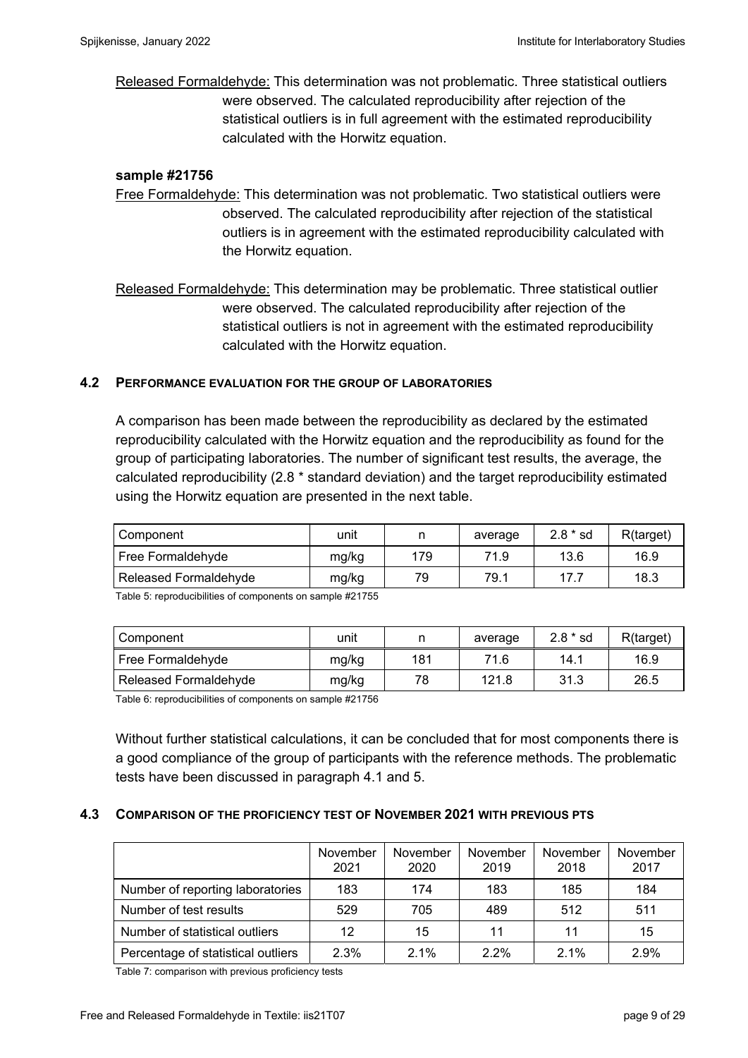Released Formaldehyde: This determination was not problematic. Three statistical outliers were observed. The calculated reproducibility after rejection of the statistical outliers is in full agreement with the estimated reproducibility calculated with the Horwitz equation.

**sample #21756**

Free Formaldehyde: This determination was not problematic. Two statistical outliers were observed. The calculated reproducibility after rejection of the statistical outliers is in agreement with the estimated reproducibility calculated with the Horwitz equation.

Released Formaldehyde: This determination may be problematic. Three statistical outlier were observed. The calculated reproducibility after rejection of the statistical outliers is not in agreement with the estimated reproducibility calculated with the Horwitz equation.

## 4.2 PERFORMANCE EVALUATION FOR THE GROUP OF LABORATORIES

A comparison has been made between the reproducibility as declared by the estimated reproducibility calculated with the Horwitz equation and the reproducibility as found for the group of participating laboratories. The number of significant test results, the average, the calculated reproducibility (2.8 * standard deviation) and the target reproducibility estimated using the Horwitz equation are presented in the next table.

| Component | unit | n | average | 2.8 * sd | R(target) |
|---|---|---|---|---|---|
| Free Formaldehyde | mg/kg | 179 | 71.9 | 13.6 | 16.9 |
| Released Formaldehyde | mg/kg | 79 | 79.1 | 17.7 | 18.3 |

Table 5: reproducibilities of components on sample #21755

| Component | unit | n | average | 2.8 * sd | R(target) |
|---|---|---|---|---|---|
| Free Formaldehyde | mg/kg | 181 | 71.6 | 14.1 | 16.9 |
| Released Formaldehyde | mg/kg | 78 | 121.8 | 31.3 | 26.5 |

Table 6: reproducibilities of components on sample #21756

Without further statistical calculations, it can be concluded that for most components there is a good compliance of the group of participants with the reference methods. The problematic tests have been discussed in paragraph 4.1 and 5.

## 4.3 COMPARISON OF THE PROFICIENCY TEST OF NOVEMBER 2021 WITH PREVIOUS PTS

| | November 2021 | November 2020 | November 2019 | November 2018 | November 2017 |
|---|---|---|---|---|---|
| Number of reporting laboratories | 183 | 174 | 183 | 185 | 184 |
| Number of test results | 529 | 705 | 489 | 512 | 511 |
| Number of statistical outliers | 12 | 15 | 11 | 11 | 15 |
| Percentage of statistical outliers | 2.3% | 2.1% | 2.2% | 2.1% | 2.9% |

Table 7: comparison with previous proficiency tests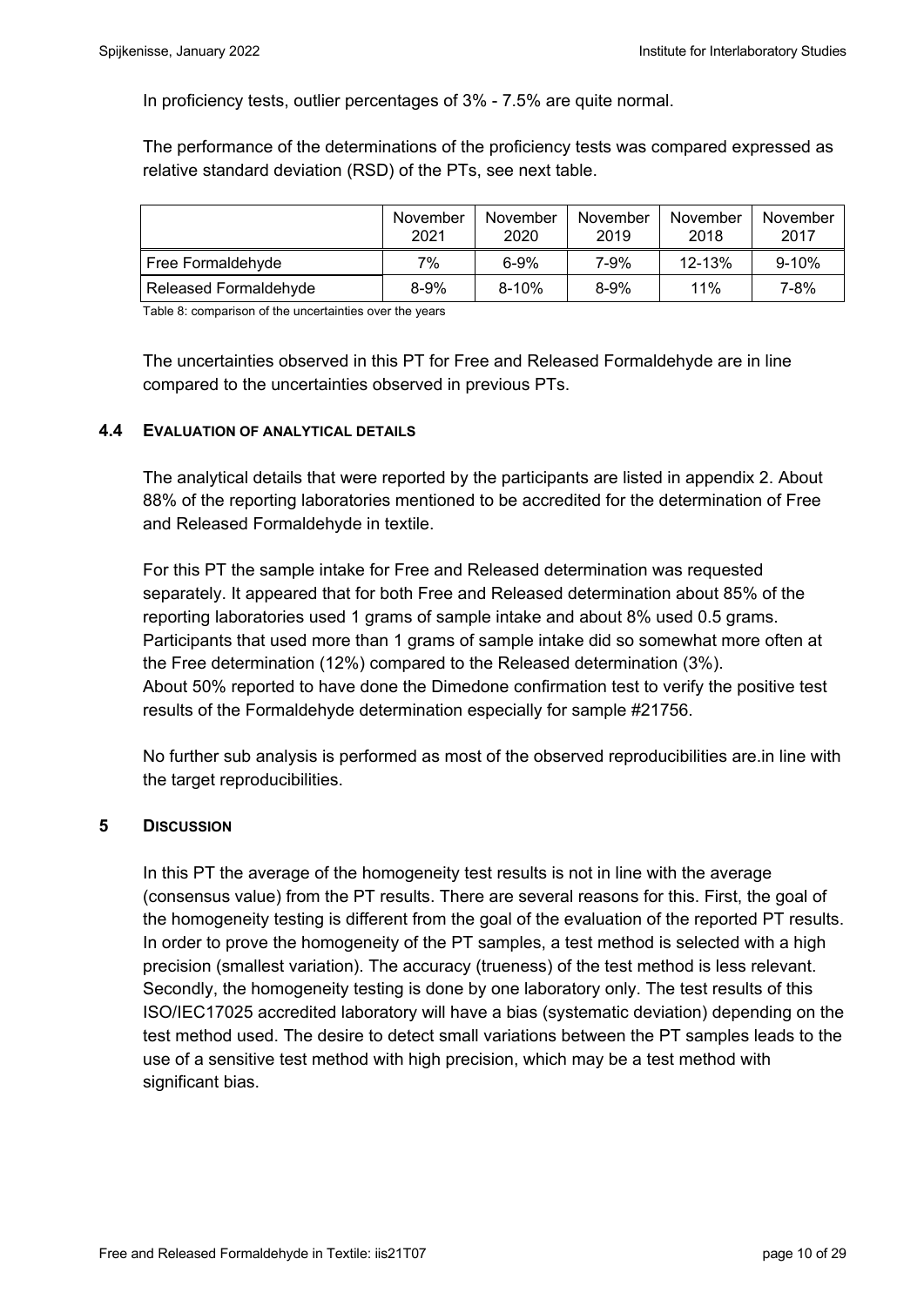In proficiency tests, outlier percentages of 3% - 7.5% are quite normal.

The performance of the determinations of the proficiency tests was compared expressed as relative standard deviation (RSD) of the PTs, see next table.

| | November 2021 | November 2020 | November 2019 | November 2018 | November 2017 |
|---|---|---|---|---|---|
| Free Formaldehyde | 7% | 6-9% | 7-9% | 12-13% | 9-10% |
| Released Formaldehyde | 8-9% | 8-10% | 8-9% | 11% | 7-8% |

Table 8: comparison of the uncertainties over the years

The uncertainties observed in this PT for Free and Released Formaldehyde are in line compared to the uncertainties observed in previous PTs.

## 4.4 EVALUATION OF ANALYTICAL DETAILS

The analytical details that were reported by the participants are listed in appendix 2. About 88% of the reporting laboratories mentioned to be accredited for the determination of Free and Released Formaldehyde in textile.

For this PT the sample intake for Free and Released determination was requested separately. It appeared that for both Free and Released determination about 85% of the reporting laboratories used 1 grams of sample intake and about 8% used 0.5 grams. Participants that used more than 1 grams of sample intake did so somewhat more often at the Free determination (12%) compared to the Released determination (3%).
About 50% reported to have done the Dimedone confirmation test to verify the positive test results of the Formaldehyde determination especially for sample #21756.

No further sub analysis is performed as most of the observed reproducibilities are.in line with the target reproducibilities.

# 5 DISCUSSION

In this PT the average of the homogeneity test results is not in line with the average (consensus value) from the PT results. There are several reasons for this. First, the goal of the homogeneity testing is different from the goal of the evaluation of the reported PT results. In order to prove the homogeneity of the PT samples, a test method is selected with a high precision (smallest variation). The accuracy (trueness) of the test method is less relevant. Secondly, the homogeneity testing is done by one laboratory only. The test results of this ISO/IEC17025 accredited laboratory will have a bias (systematic deviation) depending on the test method used. The desire to detect small variations between the PT samples leads to the use of a sensitive test method with high precision, which may be a test method with significant bias.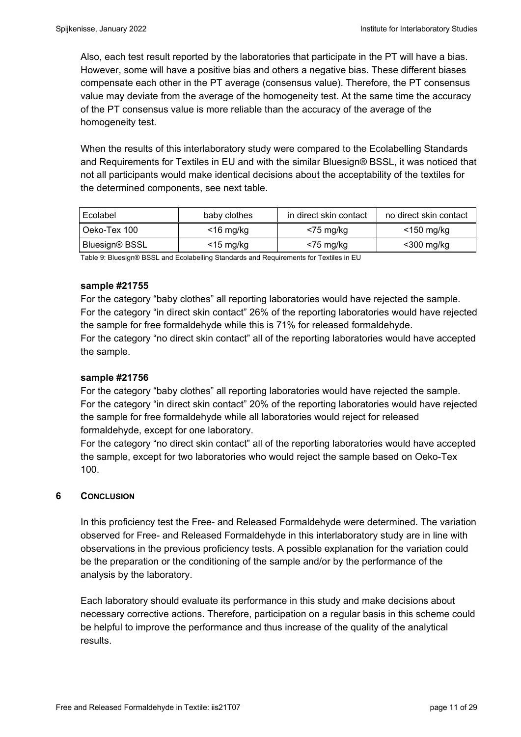Also, each test result reported by the laboratories that participate in the PT will have a bias. However, some will have a positive bias and others a negative bias. These different biases compensate each other in the PT average (consensus value). Therefore, the PT consensus value may deviate from the average of the homogeneity test. At the same time the accuracy of the PT consensus value is more reliable than the accuracy of the average of the homogeneity test.

When the results of this interlaboratory study were compared to the Ecolabelling Standards and Requirements for Textiles in EU and with the similar Bluesign® BSSL, it was noticed that not all participants would make identical decisions about the acceptability of the textiles for the determined components, see next table.

| Ecolabel | baby clothes | in direct skin contact | no direct skin contact |
|---|---|---|---|
| Oeko-Tex 100 | <16 mg/kg | <75 mg/kg | <150 mg/kg |
| Bluesign® BSSL | <15 mg/kg | <75 mg/kg | <300 mg/kg |

Table 9: Bluesign® BSSL and Ecolabelling Standards and Requirements for Textiles in EU

**sample #21755**

For the category "baby clothes" all reporting laboratories would have rejected the sample. For the category "in direct skin contact" 26% of the reporting laboratories would have rejected the sample for free formaldehyde while this is 71% for released formaldehyde.
For the category "no direct skin contact" all of the reporting laboratories would have accepted the sample.

**sample #21756**

For the category "baby clothes" all reporting laboratories would have rejected the sample. For the category "in direct skin contact" 20% of the reporting laboratories would have rejected the sample for free formaldehyde while all laboratories would reject for released formaldehyde, except for one laboratory.
For the category "no direct skin contact" all of the reporting laboratories would have accepted the sample, except for two laboratories who would reject the sample based on Oeko-Tex 100.

## 6 CONCLUSION

In this proficiency test the Free- and Released Formaldehyde were determined. The variation observed for Free- and Released Formaldehyde in this interlaboratory study are in line with observations in the previous proficiency tests. A possible explanation for the variation could be the preparation or the conditioning of the sample and/or by the performance of the analysis by the laboratory.

Each laboratory should evaluate its performance in this study and make decisions about necessary corrective actions. Therefore, participation on a regular basis in this scheme could be helpful to improve the performance and thus increase of the quality of the analytical results.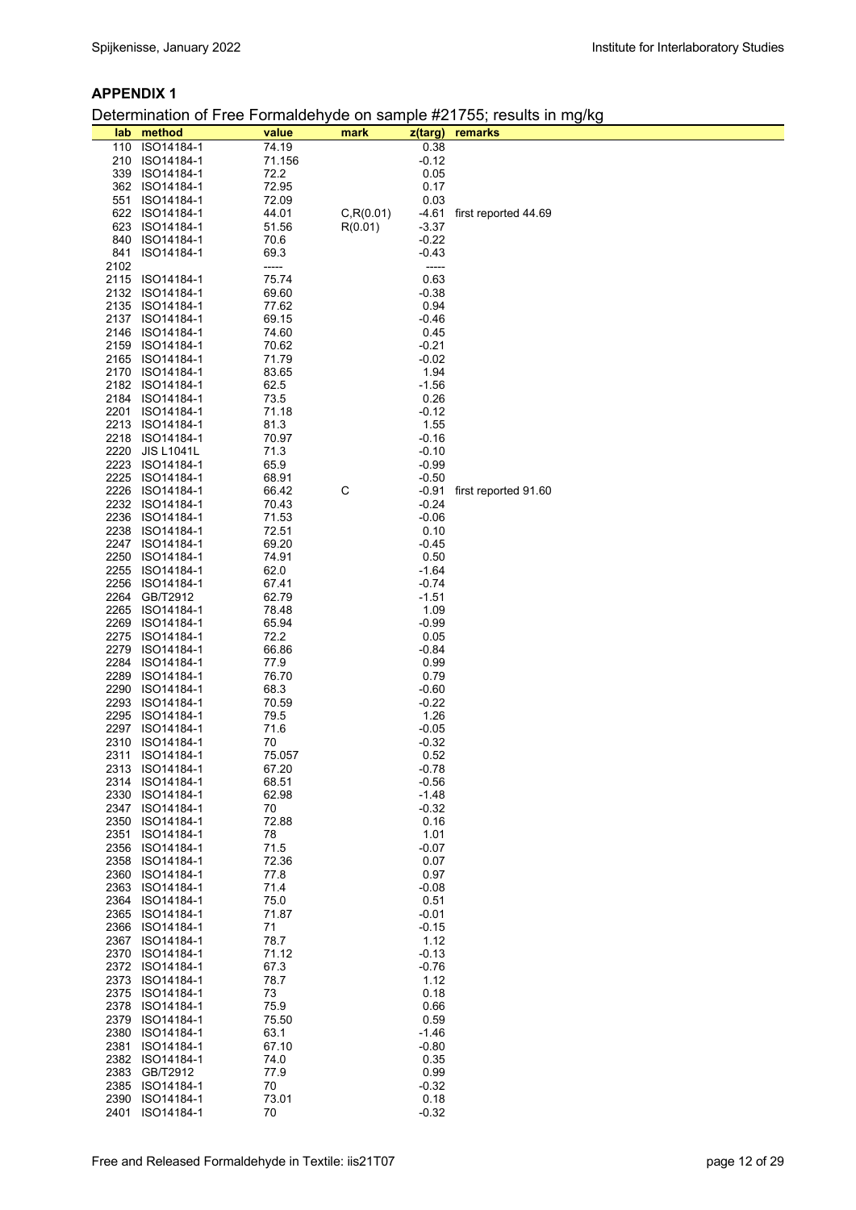## APPENDIX 1

Determination of Free Formaldehyde on sample #21755; results in mg/kg

| lab | method | value | mark | z(targ) | remarks |
|---|---|---|---|---|---|
| 110 | ISO14184-1 | 74.19 | | 0.38 | |
| 210 | ISO14184-1 | 71.156 | | -0.12 | |
| 339 | ISO14184-1 | 72.2 | | 0.05 | |
| 362 | ISO14184-1 | 72.95 | | 0.17 | |
| 551 | ISO14184-1 | 72.09 | | 0.03 | |
| 622 | ISO14184-1 | 44.01 | C,R(0.01) | -4.61 | first reported 44.69 |
| 623 | ISO14184-1 | 51.56 | R(0.01) | -3.37 | |
| 840 | ISO14184-1 | 70.6 | | -0.22 | |
| 841 | ISO14184-1 | 69.3 | | -0.43 | |
| 2102 | | ----- | | ----- | |
| 2115 | ISO14184-1 | 75.74 | | 0.63 | |
| 2132 | ISO14184-1 | 69.60 | | -0.38 | |
| 2135 | ISO14184-1 | 77.62 | | 0.94 | |
| 2137 | ISO14184-1 | 69.15 | | -0.46 | |
| 2146 | ISO14184-1 | 74.60 | | 0.45 | |
| 2159 | ISO14184-1 | 70.62 | | -0.21 | |
| 2165 | ISO14184-1 | 71.79 | | -0.02 | |
| 2170 | ISO14184-1 | 83.65 | | 1.94 | |
| 2182 | ISO14184-1 | 62.5 | | -1.56 | |
| 2184 | ISO14184-1 | 73.5 | | 0.26 | |
| 2201 | ISO14184-1 | 71.18 | | -0.12 | |
| 2213 | ISO14184-1 | 81.3 | | 1.55 | |
| 2218 | ISO14184-1 | 70.97 | | -0.16 | |
| 2220 | JIS L1041L | 71.3 | | -0.10 | |
| 2223 | ISO14184-1 | 65.9 | | -0.99 | |
| 2225 | ISO14184-1 | 68.91 | | -0.50 | |
| 2226 | ISO14184-1 | 66.42 | C | -0.91 | first reported 91.60 |
| 2232 | ISO14184-1 | 70.43 | | -0.24 | |
| 2236 | ISO14184-1 | 71.53 | | -0.06 | |
| 2238 | ISO14184-1 | 72.51 | | 0.10 | |
| 2247 | ISO14184-1 | 69.20 | | -0.45 | |
| 2250 | ISO14184-1 | 74.91 | | 0.50 | |
| 2255 | ISO14184-1 | 62.0 | | -1.64 | |
| 2256 | ISO14184-1 | 67.41 | | -0.74 | |
| 2264 | GB/T2912 | 62.79 | | -1.51 | |
| 2265 | ISO14184-1 | 78.48 | | 1.09 | |
| 2269 | ISO14184-1 | 65.94 | | -0.99 | |
| 2275 | ISO14184-1 | 72.2 | | 0.05 | |
| 2279 | ISO14184-1 | 66.86 | | -0.84 | |
| 2284 | ISO14184-1 | 77.9 | | 0.99 | |
| 2289 | ISO14184-1 | 76.70 | | 0.79 | |
| 2290 | ISO14184-1 | 68.3 | | -0.60 | |
| 2293 | ISO14184-1 | 70.59 | | -0.22 | |
| 2295 | ISO14184-1 | 79.5 | | 1.26 | |
| 2297 | ISO14184-1 | 71.6 | | -0.05 | |
| 2310 | ISO14184-1 | 70 | | -0.32 | |
| 2311 | ISO14184-1 | 75.057 | | 0.52 | |
| 2313 | ISO14184-1 | 67.20 | | -0.78 | |
| 2314 | ISO14184-1 | 68.51 | | -0.56 | |
| 2330 | ISO14184-1 | 62.98 | | -1.48 | |
| 2347 | ISO14184-1 | 70 | | -0.32 | |
| 2350 | ISO14184-1 | 72.88 | | 0.16 | |
| 2351 | ISO14184-1 | 78 | | 1.01 | |
| 2356 | ISO14184-1 | 71.5 | | -0.07 | |
| 2358 | ISO14184-1 | 72.36 | | 0.07 | |
| 2360 | ISO14184-1 | 77.8 | | 0.97 | |
| 2363 | ISO14184-1 | 71.4 | | -0.08 | |
| 2364 | ISO14184-1 | 75.0 | | 0.51 | |
| 2365 | ISO14184-1 | 71.87 | | -0.01 | |
| 2366 | ISO14184-1 | 71 | | -0.15 | |
| 2367 | ISO14184-1 | 78.7 | | 1.12 | |
| 2370 | ISO14184-1 | 71.12 | | -0.13 | |
| 2372 | ISO14184-1 | 67.3 | | -0.76 | |
| 2373 | ISO14184-1 | 78.7 | | 1.12 | |
| 2375 | ISO14184-1 | 73 | | 0.18 | |
| 2378 | ISO14184-1 | 75.9 | | 0.66 | |
| 2379 | ISO14184-1 | 75.50 | | 0.59 | |
| 2380 | ISO14184-1 | 63.1 | | -1.46 | |
| 2381 | ISO14184-1 | 67.10 | | -0.80 | |
| 2382 | ISO14184-1 | 74.0 | | 0.35 | |
| 2383 | GB/T2912 | 77.9 | | 0.99 | |
| 2385 | ISO14184-1 | 70 | | -0.32 | |
| 2390 | ISO14184-1 | 73.01 | | 0.18 | |
| 2401 | ISO14184-1 | 70 | | -0.32 | |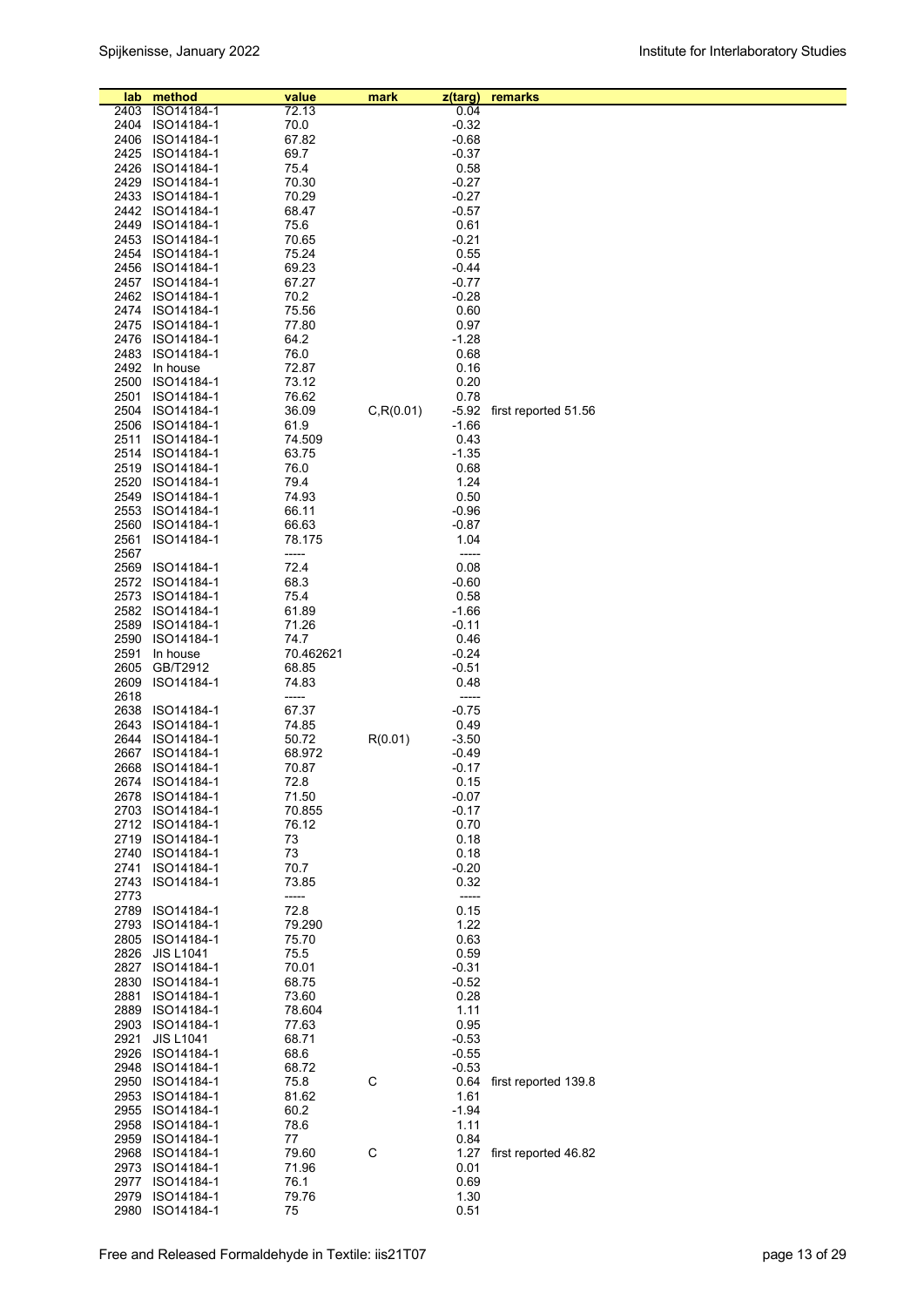| lab | method | value | mark | z(targ) | remarks |
|---|---|---|---|---|---|
| 2403 | ISO14184-1 | 72.13 | | 0.04 | |
| 2404 | ISO14184-1 | 70.0 | | -0.32 | |
| 2406 | ISO14184-1 | 67.82 | | -0.68 | |
| 2425 | ISO14184-1 | 69.7 | | -0.37 | |
| 2426 | ISO14184-1 | 75.4 | | 0.58 | |
| 2429 | ISO14184-1 | 70.30 | | -0.27 | |
| 2433 | ISO14184-1 | 70.29 | | -0.27 | |
| 2442 | ISO14184-1 | 68.47 | | -0.57 | |
| 2449 | ISO14184-1 | 75.6 | | 0.61 | |
| 2453 | ISO14184-1 | 70.65 | | -0.21 | |
| 2454 | ISO14184-1 | 75.24 | | 0.55 | |
| 2456 | ISO14184-1 | 69.23 | | -0.44 | |
| 2457 | ISO14184-1 | 67.27 | | -0.77 | |
| 2462 | ISO14184-1 | 70.2 | | -0.28 | |
| 2474 | ISO14184-1 | 75.56 | | 0.60 | |
| 2475 | ISO14184-1 | 77.80 | | 0.97 | |
| 2476 | ISO14184-1 | 64.2 | | -1.28 | |
| 2483 | ISO14184-1 | 76.0 | | 0.68 | |
| 2492 | In house | 72.87 | | 0.16 | |
| 2500 | ISO14184-1 | 73.12 | | 0.20 | |
| 2501 | ISO14184-1 | 76.62 | | 0.78 | |
| 2504 | ISO14184-1 | 36.09 | C,R(0.01) | -5.92 | first reported 51.56 |
| 2506 | ISO14184-1 | 61.9 | | -1.66 | |
| 2511 | ISO14184-1 | 74.509 | | 0.43 | |
| 2514 | ISO14184-1 | 63.75 | | -1.35 | |
| 2519 | ISO14184-1 | 76.0 | | 0.68 | |
| 2520 | ISO14184-1 | 79.4 | | 1.24 | |
| 2549 | ISO14184-1 | 74.93 | | 0.50 | |
| 2553 | ISO14184-1 | 66.11 | | -0.96 | |
| 2560 | ISO14184-1 | 66.63 | | -0.87 | |
| 2561 | ISO14184-1 | 78.175 | | 1.04 | |
| 2567 | | ----- | | ----- | |
| 2569 | ISO14184-1 | 72.4 | | 0.08 | |
| 2572 | ISO14184-1 | 68.3 | | -0.60 | |
| 2573 | ISO14184-1 | 75.4 | | 0.58 | |
| 2582 | ISO14184-1 | 61.89 | | -1.66 | |
| 2589 | ISO14184-1 | 71.26 | | -0.11 | |
| 2590 | ISO14184-1 | 74.7 | | 0.46 | |
| 2591 | In house | 70.462621 | | -0.24 | |
| 2605 | GB/T2912 | 68.85 | | -0.51 | |
| 2609 | ISO14184-1 | 74.83 | | 0.48 | |
| 2618 | | ----- | | ----- | |
| 2638 | ISO14184-1 | 67.37 | | -0.75 | |
| 2643 | ISO14184-1 | 74.85 | | 0.49 | |
| 2644 | ISO14184-1 | 50.72 | R(0.01) | -3.50 | |
| 2667 | ISO14184-1 | 68.972 | | -0.49 | |
| 2668 | ISO14184-1 | 70.87 | | -0.17 | |
| 2674 | ISO14184-1 | 72.8 | | 0.15 | |
| 2678 | ISO14184-1 | 71.50 | | -0.07 | |
| 2703 | ISO14184-1 | 70.855 | | -0.17 | |
| 2712 | ISO14184-1 | 76.12 | | 0.70 | |
| 2719 | ISO14184-1 | 73 | | 0.18 | |
| 2740 | ISO14184-1 | 73 | | 0.18 | |
| 2741 | ISO14184-1 | 70.7 | | -0.20 | |
| 2743 | ISO14184-1 | 73.85 | | 0.32 | |
| 2773 | | ----- | | ----- | |
| 2789 | ISO14184-1 | 72.8 | | 0.15 | |
| 2793 | ISO14184-1 | 79.290 | | 1.22 | |
| 2805 | ISO14184-1 | 75.70 | | 0.63 | |
| 2826 | JIS L1041 | 75.5 | | 0.59 | |
| 2827 | ISO14184-1 | 70.01 | | -0.31 | |
| 2830 | ISO14184-1 | 68.75 | | -0.52 | |
| 2881 | ISO14184-1 | 73.60 | | 0.28 | |
| 2889 | ISO14184-1 | 78.604 | | 1.11 | |
| 2903 | ISO14184-1 | 77.63 | | 0.95 | |
| 2921 | JIS L1041 | 68.71 | | -0.53 | |
| 2926 | ISO14184-1 | 68.6 | | -0.55 | |
| 2948 | ISO14184-1 | 68.72 | | -0.53 | |
| 2950 | ISO14184-1 | 75.8 | C | 0.64 | first reported 139.8 |
| 2953 | ISO14184-1 | 81.62 | | 1.61 | |
| 2955 | ISO14184-1 | 60.2 | | -1.94 | |
| 2958 | ISO14184-1 | 78.6 | | 1.11 | |
| 2959 | ISO14184-1 | 77 | | 0.84 | |
| 2968 | ISO14184-1 | 79.60 | C | 1.27 | first reported 46.82 |
| 2973 | ISO14184-1 | 71.96 | | 0.01 | |
| 2977 | ISO14184-1 | 76.1 | | 0.69 | |
| 2979 | ISO14184-1 | 79.76 | | 1.30 | |
| 2980 | ISO14184-1 | 75 | | 0.51 | |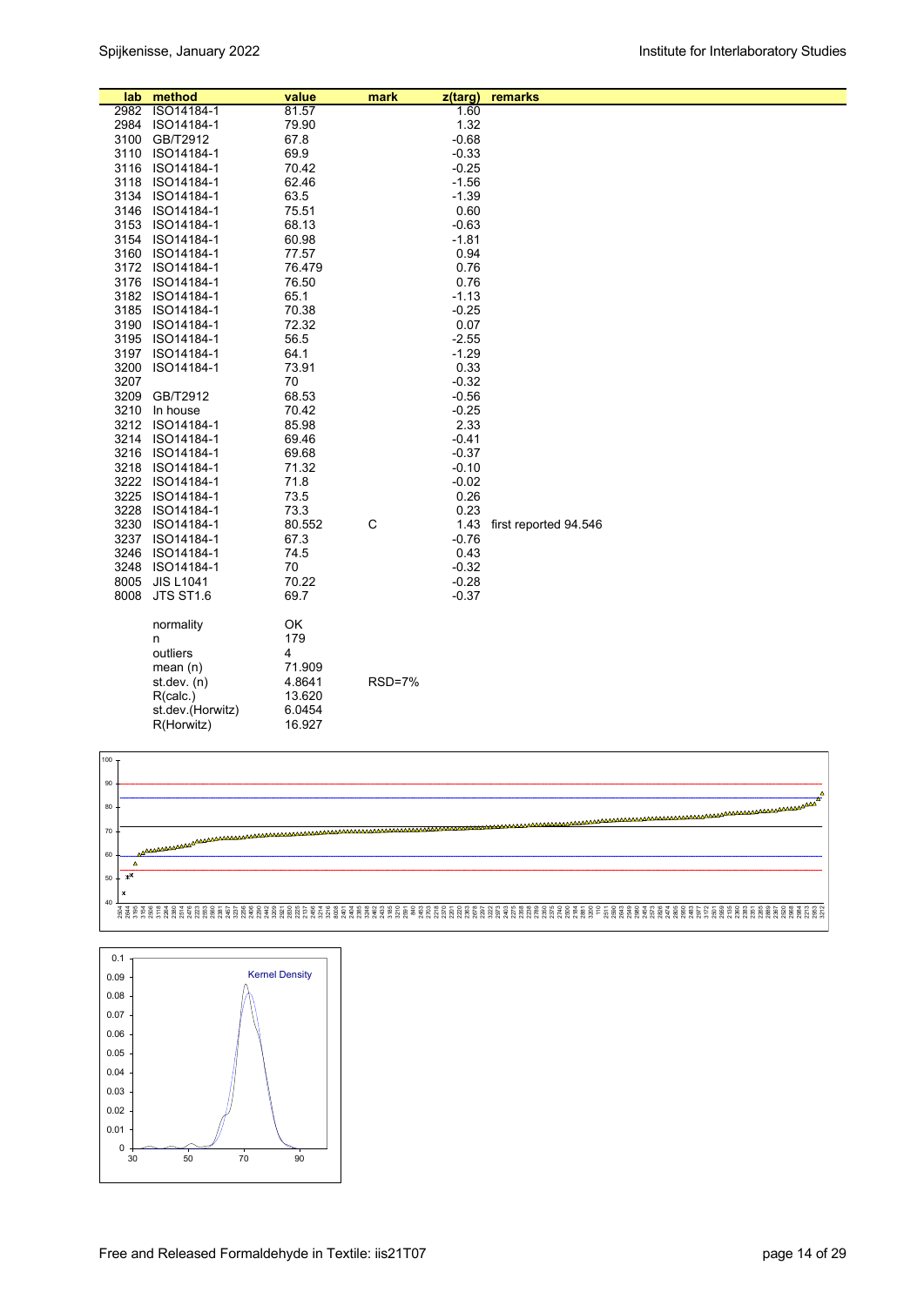| lab | method | value | mark | z(targ) | remarks |
|---|---|---|---|---|---|
| 2982 | ISO14184-1 | 81.57 | | 1.60 | |
| 2984 | ISO14184-1 | 79.90 | | 1.32 | |
| 3100 | GB/T2912 | 67.8 | | -0.68 | |
| 3110 | ISO14184-1 | 69.9 | | -0.33 | |
| 3116 | ISO14184-1 | 70.42 | | -0.25 | |
| 3118 | ISO14184-1 | 62.46 | | -1.56 | |
| 3134 | ISO14184-1 | 63.5 | | -1.39 | |
| 3146 | ISO14184-1 | 75.51 | | 0.60 | |
| 3153 | ISO14184-1 | 68.13 | | -0.63 | |
| 3154 | ISO14184-1 | 60.98 | | -1.81 | |
| 3160 | ISO14184-1 | 77.57 | | 0.94 | |
| 3172 | ISO14184-1 | 76.479 | | 0.76 | |
| 3176 | ISO14184-1 | 76.50 | | 0.76 | |
| 3182 | ISO14184-1 | 65.1 | | -1.13 | |
| 3185 | ISO14184-1 | 70.38 | | -0.25 | |
| 3190 | ISO14184-1 | 72.32 | | 0.07 | |
| 3195 | ISO14184-1 | 56.5 | | -2.55 | |
| 3197 | ISO14184-1 | 64.1 | | -1.29 | |
| 3200 | ISO14184-1 | 73.91 | | 0.33 | |
| 3207 | | 70 | | -0.32 | |
| 3209 | GB/T2912 | 68.53 | | -0.56 | |
| 3210 | In house | 70.42 | | -0.25 | |
| 3212 | ISO14184-1 | 85.98 | | 2.33 | |
| 3214 | ISO14184-1 | 69.46 | | -0.41 | |
| 3216 | ISO14184-1 | 69.68 | | -0.37 | |
| 3218 | ISO14184-1 | 71.32 | | -0.10 | |
| 3222 | ISO14184-1 | 71.8 | | -0.02 | |
| 3225 | ISO14184-1 | 73.5 | | 0.26 | |
| 3228 | ISO14184-1 | 73.3 | | 0.23 | |
| 3230 | ISO14184-1 | 80.552 | C | 1.43 | first reported 94.546 |
| 3237 | ISO14184-1 | 67.3 | | -0.76 | |
| 3246 | ISO14184-1 | 74.5 | | 0.43 | |
| 3248 | ISO14184-1 | 70 | | -0.32 | |
| 8005 | JIS L1041 | 70.22 | | -0.28 | |
| 8008 | JTS ST1.6 | 69.7 | | -0.37 | |
| | normality | OK | | | |
| | n | 179 | | | |
| | outliers | 4 | | | |
| | mean (n) | 71.909 | | | |
| | st.dev. (n) | 4.8641 | RSD=7% | | |
| | R(calc.) | 13.620 | | | |
| | st.dev.(Horwitz) | 6.0454 | | | |
| | R(Horwitz) | 16.927 | | | |

Kernel Density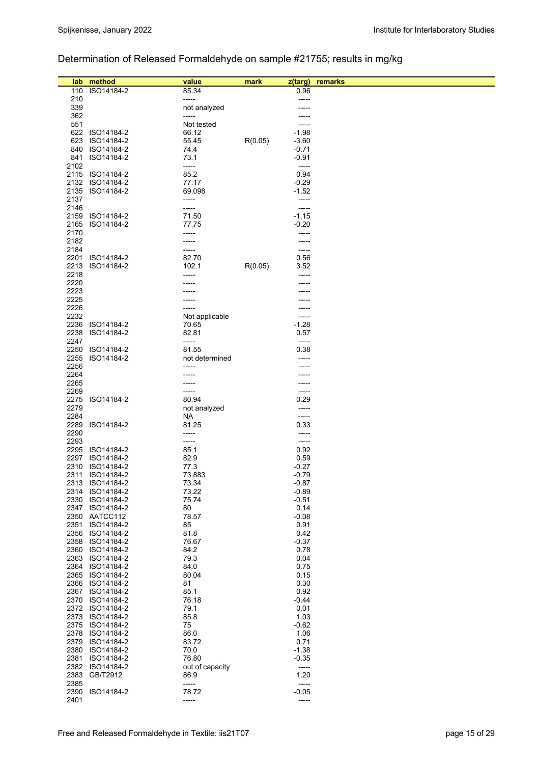# Determination of Released Formaldehyde on sample #21755; results in mg/kg

| lab | method | value | mark | z(targ) | remarks |
|---|---|---|---|---|---|
| 110 | ISO14184-2 | 85.34 | | 0.96 | |
| 210 | | ----- | | ----- | |
| 339 | | not analyzed | | ----- | |
| 362 | | ----- | | ----- | |
| 551 | | Not tested | | ----- | |
| 622 | ISO14184-2 | 66.12 | | -1.98 | |
| 623 | ISO14184-2 | 55.45 | R(0.05) | -3.60 | |
| 840 | ISO14184-2 | 74.4 | | -0.71 | |
| 841 | ISO14184-2 | 73.1 | | -0.91 | |
| 2102 | | ----- | | ----- | |
| 2115 | ISO14184-2 | 85.2 | | 0.94 | |
| 2132 | ISO14184-2 | 77.17 | | -0.29 | |
| 2135 | ISO14184-2 | 69.098 | | -1.52 | |
| 2137 | | ----- | | ----- | |
| 2146 | | ----- | | ----- | |
| 2159 | ISO14184-2 | 71.50 | | -1.15 | |
| 2165 | ISO14184-2 | 77.75 | | -0.20 | |
| 2170 | | ----- | | ----- | |
| 2182 | | ----- | | ----- | |
| 2184 | | ----- | | ----- | |
| 2201 | ISO14184-2 | 82.70 | | 0.56 | |
| 2213 | ISO14184-2 | 102.1 | R(0.05) | 3.52 | |
| 2218 | | ----- | | ----- | |
| 2220 | | ----- | | ----- | |
| 2223 | | ----- | | ----- | |
| 2225 | | ----- | | ----- | |
| 2226 | | ----- | | ----- | |
| 2232 | | Not applicable | | ----- | |
| 2236 | ISO14184-2 | 70.65 | | -1.28 | |
| 2238 | ISO14184-2 | 82.81 | | 0.57 | |
| 2247 | | ----- | | ----- | |
| 2250 | ISO14184-2 | 81.55 | | 0.38 | |
| 2255 | ISO14184-2 | not determined | | ----- | |
| 2256 | | ----- | | ----- | |
| 2264 | | ----- | | ----- | |
| 2265 | | ----- | | ----- | |
| 2269 | | ----- | | ----- | |
| 2275 | ISO14184-2 | 80.94 | | 0.29 | |
| 2279 | | not analyzed | | ----- | |
| 2284 | | NA | | ----- | |
| 2289 | ISO14184-2 | 81.25 | | 0.33 | |
| 2290 | | ----- | | ----- | |
| 2293 | | ----- | | ----- | |
| 2295 | ISO14184-2 | 85.1 | | 0.92 | |
| 2297 | ISO14184-2 | 82.9 | | 0.59 | |
| 2310 | ISO14184-2 | 77.3 | | -0.27 | |
| 2311 | ISO14184-2 | 73.883 | | -0.79 | |
| 2313 | ISO14184-2 | 73.34 | | -0.87 | |
| 2314 | ISO14184-2 | 73.22 | | -0.89 | |
| 2330 | ISO14184-2 | 75.74 | | -0.51 | |
| 2347 | ISO14184-2 | 80 | | 0.14 | |
| 2350 | AATCC112 | 78.57 | | -0.08 | |
| 2351 | ISO14184-2 | 85 | | 0.91 | |
| 2356 | ISO14184-2 | 81.8 | | 0.42 | |
| 2358 | ISO14184-2 | 76.67 | | -0.37 | |
| 2360 | ISO14184-2 | 84.2 | | 0.78 | |
| 2363 | ISO14184-2 | 79.3 | | 0.04 | |
| 2364 | ISO14184-2 | 84.0 | | 0.75 | |
| 2365 | ISO14184-2 | 80.04 | | 0.15 | |
| 2366 | ISO14184-2 | 81 | | 0.30 | |
| 2367 | ISO14184-2 | 85.1 | | 0.92 | |
| 2370 | ISO14184-2 | 76.18 | | -0.44 | |
| 2372 | ISO14184-2 | 79.1 | | 0.01 | |
| 2373 | ISO14184-2 | 85.8 | | 1.03 | |
| 2375 | ISO14184-2 | 75 | | -0.62 | |
| 2378 | ISO14184-2 | 86.0 | | 1.06 | |
| 2379 | ISO14184-2 | 83.72 | | 0.71 | |
| 2380 | ISO14184-2 | 70.0 | | -1.38 | |
| 2381 | ISO14184-2 | 76.80 | | -0.35 | |
| 2382 | ISO14184-2 | out of capacity | | ----- | |
| 2383 | GB/T2912 | 86.9 | | 1.20 | |
| 2385 | | ----- | | ----- | |
| 2390 | ISO14184-2 | 78.72 | | -0.05 | |
| 2401 | | ----- | | ----- | |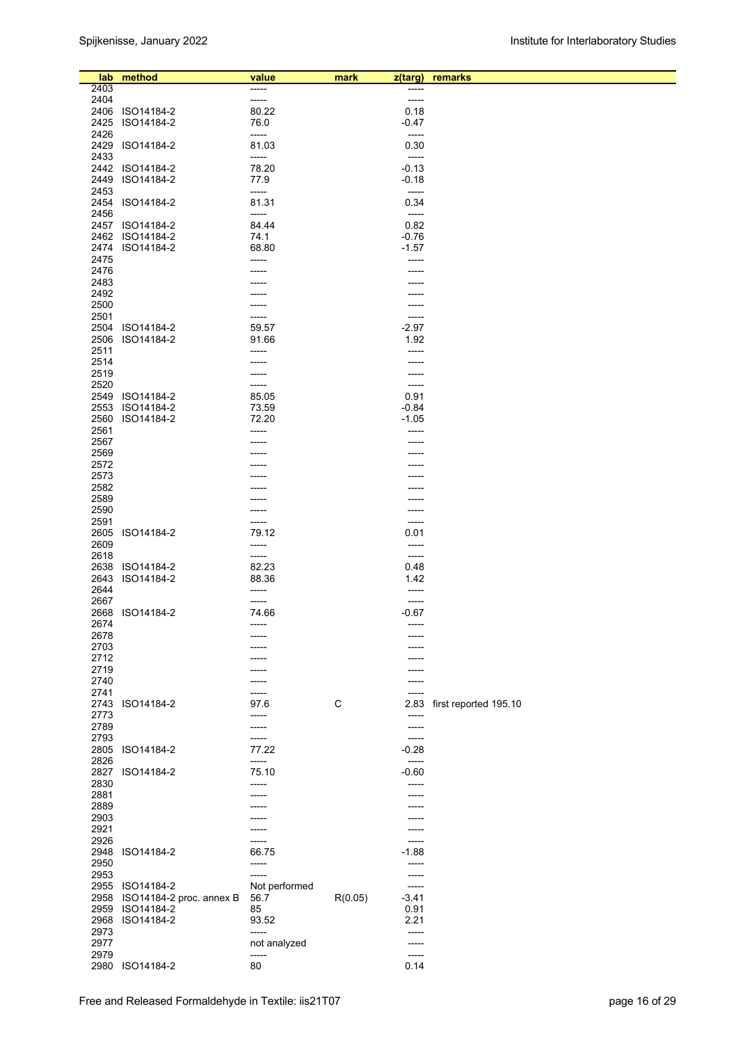| lab | method | value | mark | z(targ) | remarks |
|---|---|---|---|---|---|
| 2403 | | ----- | | ----- | |
| 2404 | | ----- | | ----- | |
| 2406 | ISO14184-2 | 80.22 | | 0.18 | |
| 2425 | ISO14184-2 | 76.0 | | -0.47 | |
| 2426 | | ----- | | ----- | |
| 2429 | ISO14184-2 | 81.03 | | 0.30 | |
| 2433 | | ----- | | ----- | |
| 2442 | ISO14184-2 | 78.20 | | -0.13 | |
| 2449 | ISO14184-2 | 77.9 | | -0.18 | |
| 2453 | | ----- | | ----- | |
| 2454 | ISO14184-2 | 81.31 | | 0.34 | |
| 2456 | | ----- | | ----- | |
| 2457 | ISO14184-2 | 84.44 | | 0.82 | |
| 2462 | ISO14184-2 | 74.1 | | -0.76 | |
| 2474 | ISO14184-2 | 68.80 | | -1.57 | |
| 2475 | | ----- | | ----- | |
| 2476 | | ----- | | ----- | |
| 2483 | | ----- | | ----- | |
| 2492 | | ----- | | ----- | |
| 2500 | | ----- | | ----- | |
| 2501 | | ----- | | ----- | |
| 2504 | ISO14184-2 | 59.57 | | -2.97 | |
| 2506 | ISO14184-2 | 91.66 | | 1.92 | |
| 2511 | | ----- | | ----- | |
| 2514 | | ----- | | ----- | |
| 2519 | | ----- | | ----- | |
| 2520 | | ----- | | ----- | |
| 2549 | ISO14184-2 | 85.05 | | 0.91 | |
| 2553 | ISO14184-2 | 73.59 | | -0.84 | |
| 2560 | ISO14184-2 | 72.20 | | -1.05 | |
| 2561 | | ----- | | ----- | |
| 2567 | | ----- | | ----- | |
| 2569 | | ----- | | ----- | |
| 2572 | | ----- | | ----- | |
| 2573 | | ----- | | ----- | |
| 2582 | | ----- | | ----- | |
| 2589 | | ----- | | ----- | |
| 2590 | | ----- | | ----- | |
| 2591 | | ----- | | ----- | |
| 2605 | ISO14184-2 | 79.12 | | 0.01 | |
| 2609 | | ----- | | ----- | |
| 2618 | | ----- | | ----- | |
| 2638 | ISO14184-2 | 82.23 | | 0.48 | |
| 2643 | ISO14184-2 | 88.36 | | 1.42 | |
| 2644 | | ----- | | ----- | |
| 2667 | | ----- | | ----- | |
| 2668 | ISO14184-2 | 74.66 | | -0.67 | |
| 2674 | | ----- | | ----- | |
| 2678 | | ----- | | ----- | |
| 2703 | | ----- | | ----- | |
| 2712 | | ----- | | ----- | |
| 2719 | | ----- | | ----- | |
| 2740 | | ----- | | ----- | |
| 2741 | | ----- | | ----- | |
| 2743 | ISO14184-2 | 97.6 | C | 2.83 | first reported 195.10 |
| 2773 | | ----- | | ----- | |
| 2789 | | ----- | | ----- | |
| 2793 | | ----- | | ----- | |
| 2805 | ISO14184-2 | 77.22 | | -0.28 | |
| 2826 | | ----- | | ----- | |
| 2827 | ISO14184-2 | 75.10 | | -0.60 | |
| 2830 | | ----- | | ----- | |
| 2881 | | ----- | | ----- | |
| 2889 | | ----- | | ----- | |
| 2903 | | ----- | | ----- | |
| 2921 | | ----- | | ----- | |
| 2926 | | ----- | | ----- | |
| 2948 | ISO14184-2 | 66.75 | | -1.88 | |
| 2950 | | ----- | | ----- | |
| 2953 | | ----- | | ----- | |
| 2955 | ISO14184-2 | Not performed | | ----- | |
| 2958 | ISO14184-2 proc. annex B | 56.7 | R(0.05) | -3.41 | |
| 2959 | ISO14184-2 | 85 | | 0.91 | |
| 2968 | ISO14184-2 | 93.52 | | 2.21 | |
| 2973 | | ----- | | ----- | |
| 2977 | | not analyzed | | ----- | |
| 2979 | | ----- | | ----- | |
| 2980 | ISO14184-2 | 80 | | 0.14 | |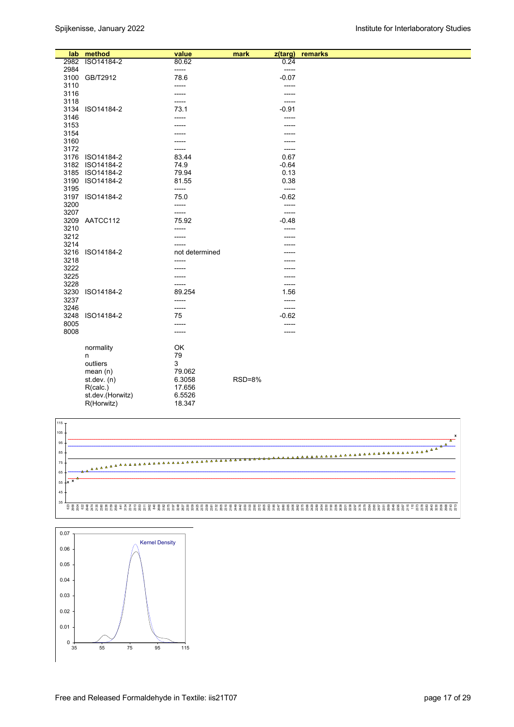| lab | method | value | mark | z(targ) | remarks |
|---|---|---|---|---|---|
| 2982 | ISO14184-2 | 80.62 | | 0.24 | |
| 2984 | | ----- | | ----- | |
| 3100 | GB/T2912 | 78.6 | | -0.07 | |
| 3110 | | ----- | | ----- | |
| 3116 | | ----- | | ----- | |
| 3118 | | ----- | | ----- | |
| 3134 | ISO14184-2 | 73.1 | | -0.91 | |
| 3146 | | ----- | | ----- | |
| 3153 | | ----- | | ----- | |
| 3154 | | ----- | | ----- | |
| 3160 | | ----- | | ----- | |
| 3172 | | ----- | | ----- | |
| 3176 | ISO14184-2 | 83.44 | | 0.67 | |
| 3182 | ISO14184-2 | 74.9 | | -0.64 | |
| 3185 | ISO14184-2 | 79.94 | | 0.13 | |
| 3190 | ISO14184-2 | 81.55 | | 0.38 | |
| 3195 | | ----- | | ----- | |
| 3197 | ISO14184-2 | 75.0 | | -0.62 | |
| 3200 | | ----- | | ----- | |
| 3207 | | ----- | | ----- | |
| 3209 | AATCC112 | 75.92 | | -0.48 | |
| 3210 | | ----- | | ----- | |
| 3212 | | ----- | | ----- | |
| 3214 | | ----- | | ----- | |
| 3216 | ISO14184-2 | not determined | | ----- | |
| 3218 | | ----- | | ----- | |
| 3222 | | ----- | | ----- | |
| 3225 | | ----- | | ----- | |
| 3228 | | ----- | | ----- | |
| 3230 | ISO14184-2 | 89.254 | | 1.56 | |
| 3237 | | ----- | | ----- | |
| 3246 | | ----- | | ----- | |
| 3248 | ISO14184-2 | 75 | | -0.62 | |
| 8005 | | ----- | | ----- | |
| 8008 | | ----- | | ----- | |

| | | |
|---|---|---|
| normality | OK | |
| n | 79 | |
| outliers | 3 | |
| mean (n) | 79.062 | |
| st.dev. (n) | 6.3058 | RSD=8% |
| R(calc.) | 17.656 | |
| st.dev.(Horwitz) | 6.5526 | |
| R(Horwitz) | 18.347 | |

115
105
95
85
75
65
55
45
35

0.07
0.06
0.05
0.04
0.03
0.02
0.01
0
35 55 75 95 115
Kernel Density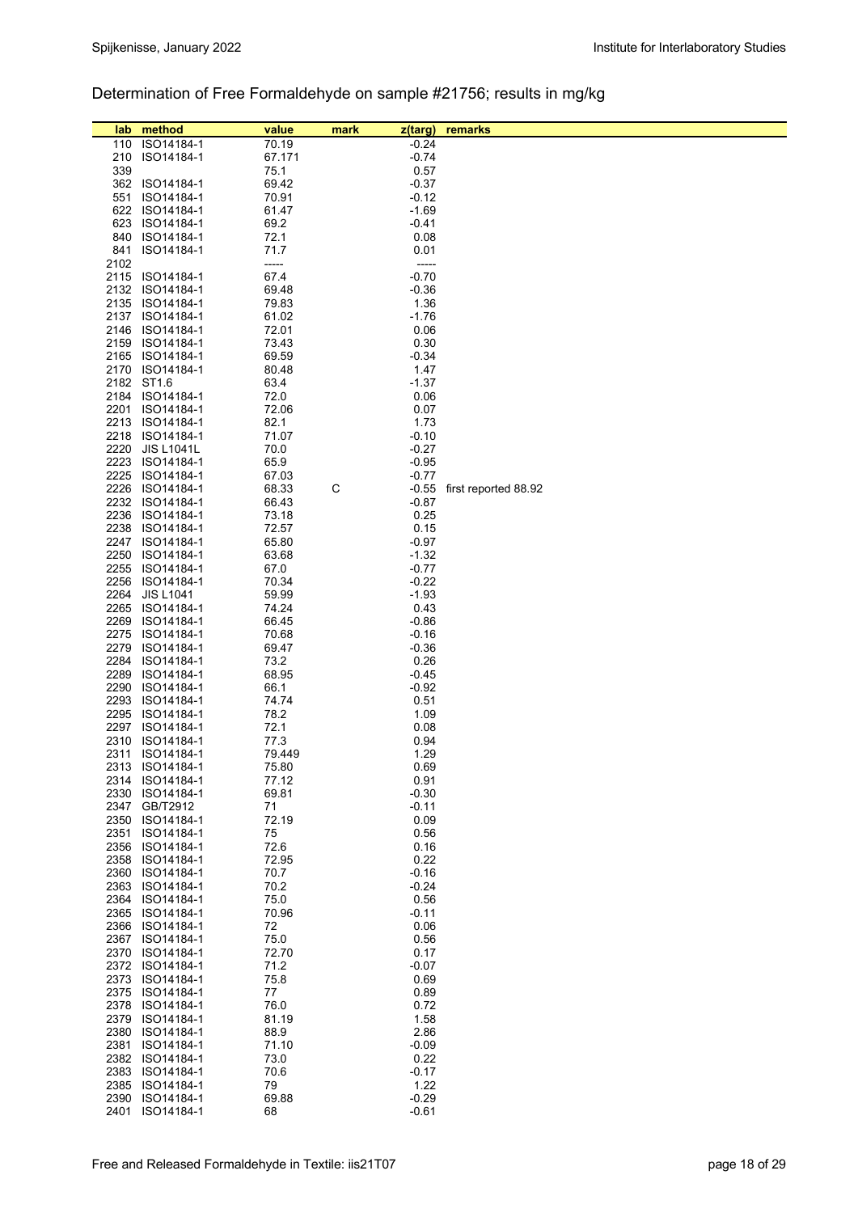# Determination of Free Formaldehyde on sample #21756; results in mg/kg

| lab | method | value | mark | z(targ) | remarks |
|---|---|---|---|---|---|
| 110 | ISO14184-1 | 70.19 | | -0.24 | |
| 210 | ISO14184-1 | 67.171 | | -0.74 | |
| 339 | | 75.1 | | 0.57 | |
| 362 | ISO14184-1 | 69.42 | | -0.37 | |
| 551 | ISO14184-1 | 70.91 | | -0.12 | |
| 622 | ISO14184-1 | 61.47 | | -1.69 | |
| 623 | ISO14184-1 | 69.2 | | -0.41 | |
| 840 | ISO14184-1 | 72.1 | | 0.08 | |
| 841 | ISO14184-1 | 71.7 | | 0.01 | |
| 2102 | | ----- | | ----- | |
| 2115 | ISO14184-1 | 67.4 | | -0.70 | |
| 2132 | ISO14184-1 | 69.48 | | -0.36 | |
| 2135 | ISO14184-1 | 79.83 | | 1.36 | |
| 2137 | ISO14184-1 | 61.02 | | -1.76 | |
| 2146 | ISO14184-1 | 72.01 | | 0.06 | |
| 2159 | ISO14184-1 | 73.43 | | 0.30 | |
| 2165 | ISO14184-1 | 69.59 | | -0.34 | |
| 2170 | ISO14184-1 | 80.48 | | 1.47 | |
| 2182 | ST1.6 | 63.4 | | -1.37 | |
| 2184 | ISO14184-1 | 72.0 | | 0.06 | |
| 2201 | ISO14184-1 | 72.06 | | 0.07 | |
| 2213 | ISO14184-1 | 82.1 | | 1.73 | |
| 2218 | ISO14184-1 | 71.07 | | -0.10 | |
| 2220 | JIS L1041L | 70.0 | | -0.27 | |
| 2223 | ISO14184-1 | 65.9 | | -0.95 | |
| 2225 | ISO14184-1 | 67.03 | | -0.77 | |
| 2226 | ISO14184-1 | 68.33 | C | -0.55 | first reported 88.92 |
| 2232 | ISO14184-1 | 66.43 | | -0.87 | |
| 2236 | ISO14184-1 | 73.18 | | 0.25 | |
| 2238 | ISO14184-1 | 72.57 | | 0.15 | |
| 2247 | ISO14184-1 | 65.80 | | -0.97 | |
| 2250 | ISO14184-1 | 63.68 | | -1.32 | |
| 2255 | ISO14184-1 | 67.0 | | -0.77 | |
| 2256 | ISO14184-1 | 70.34 | | -0.22 | |
| 2264 | JIS L1041 | 59.99 | | -1.93 | |
| 2265 | ISO14184-1 | 74.24 | | 0.43 | |
| 2269 | ISO14184-1 | 66.45 | | -0.86 | |
| 2275 | ISO14184-1 | 70.68 | | -0.16 | |
| 2279 | ISO14184-1 | 69.47 | | -0.36 | |
| 2284 | ISO14184-1 | 73.2 | | 0.26 | |
| 2289 | ISO14184-1 | 68.95 | | -0.45 | |
| 2290 | ISO14184-1 | 66.1 | | -0.92 | |
| 2293 | ISO14184-1 | 74.74 | | 0.51 | |
| 2295 | ISO14184-1 | 78.2 | | 1.09 | |
| 2297 | ISO14184-1 | 72.1 | | 0.08 | |
| 2310 | ISO14184-1 | 77.3 | | 0.94 | |
| 2311 | ISO14184-1 | 79.449 | | 1.29 | |
| 2313 | ISO14184-1 | 75.80 | | 0.69 | |
| 2314 | ISO14184-1 | 77.12 | | 0.91 | |
| 2330 | ISO14184-1 | 69.81 | | -0.30 | |
| 2347 | GB/T2912 | 71 | | -0.11 | |
| 2350 | ISO14184-1 | 72.19 | | 0.09 | |
| 2351 | ISO14184-1 | 75 | | 0.56 | |
| 2356 | ISO14184-1 | 72.6 | | 0.16 | |
| 2358 | ISO14184-1 | 72.95 | | 0.22 | |
| 2360 | ISO14184-1 | 70.7 | | -0.16 | |
| 2363 | ISO14184-1 | 70.2 | | -0.24 | |
| 2364 | ISO14184-1 | 75.0 | | 0.56 | |
| 2365 | ISO14184-1 | 70.96 | | -0.11 | |
| 2366 | ISO14184-1 | 72 | | 0.06 | |
| 2367 | ISO14184-1 | 75.0 | | 0.56 | |
| 2370 | ISO14184-1 | 72.70 | | 0.17 | |
| 2372 | ISO14184-1 | 71.2 | | -0.07 | |
| 2373 | ISO14184-1 | 75.8 | | 0.69 | |
| 2375 | ISO14184-1 | 77 | | 0.89 | |
| 2378 | ISO14184-1 | 76.0 | | 0.72 | |
| 2379 | ISO14184-1 | 81.19 | | 1.58 | |
| 2380 | ISO14184-1 | 88.9 | | 2.86 | |
| 2381 | ISO14184-1 | 71.10 | | -0.09 | |
| 2382 | ISO14184-1 | 73.0 | | 0.22 | |
| 2383 | ISO14184-1 | 70.6 | | -0.17 | |
| 2385 | ISO14184-1 | 79 | | 1.22 | |
| 2390 | ISO14184-1 | 69.88 | | -0.29 | |
| 2401 | ISO14184-1 | 68 | | -0.61 | |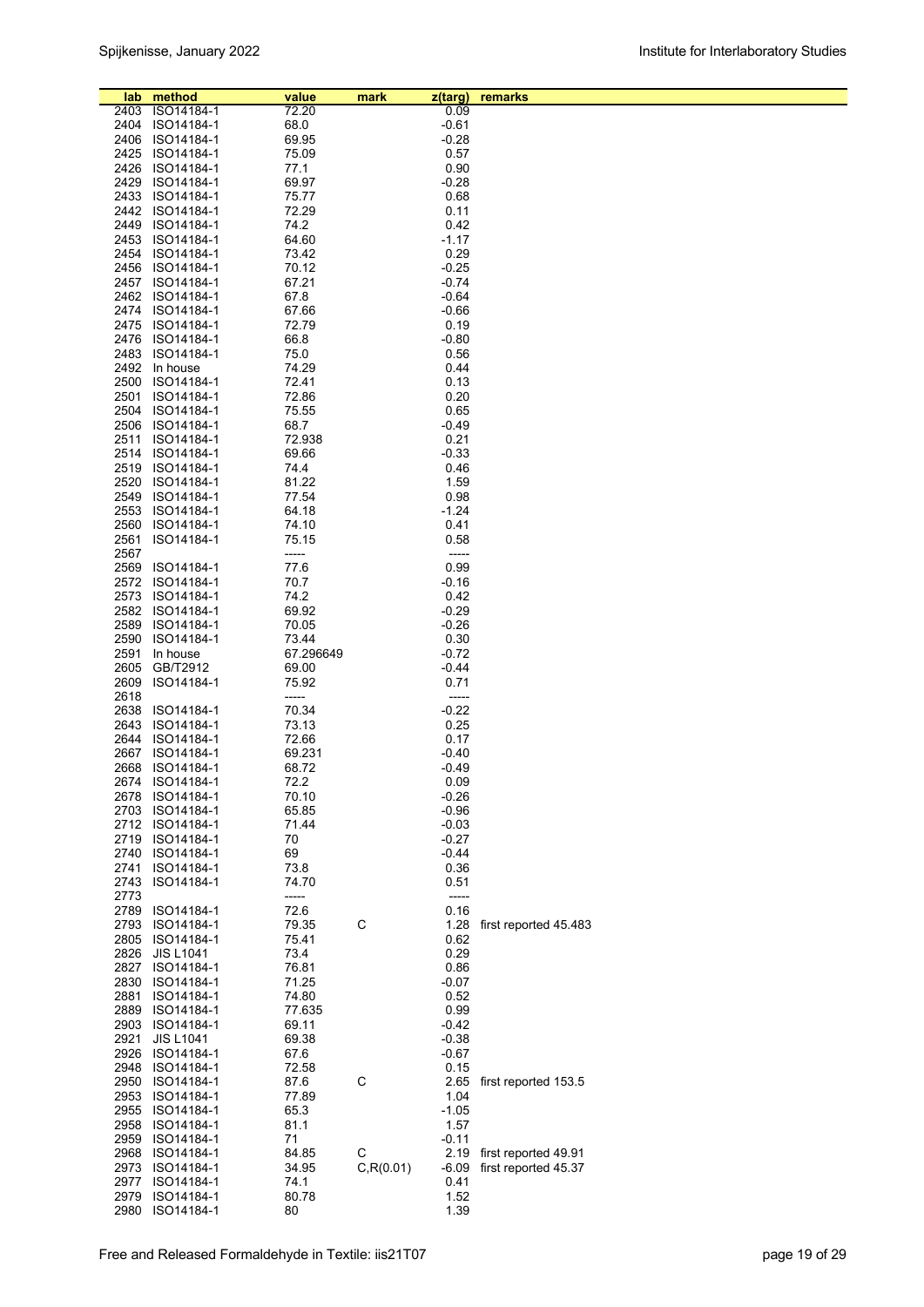| lab | method | value | mark | z(targ) | remarks |
|---|---|---|---|---|---|
| 2403 | ISO14184-1 | 72.20 | | 0.09 | |
| 2404 | ISO14184-1 | 68.0 | | -0.61 | |
| 2406 | ISO14184-1 | 69.95 | | -0.28 | |
| 2425 | ISO14184-1 | 75.09 | | 0.57 | |
| 2426 | ISO14184-1 | 77.1 | | 0.90 | |
| 2429 | ISO14184-1 | 69.97 | | -0.28 | |
| 2433 | ISO14184-1 | 75.77 | | 0.68 | |
| 2442 | ISO14184-1 | 72.29 | | 0.11 | |
| 2449 | ISO14184-1 | 74.2 | | 0.42 | |
| 2453 | ISO14184-1 | 64.60 | | -1.17 | |
| 2454 | ISO14184-1 | 73.42 | | 0.29 | |
| 2456 | ISO14184-1 | 70.12 | | -0.25 | |
| 2457 | ISO14184-1 | 67.21 | | -0.74 | |
| 2462 | ISO14184-1 | 67.8 | | -0.64 | |
| 2474 | ISO14184-1 | 67.66 | | -0.66 | |
| 2475 | ISO14184-1 | 72.79 | | 0.19 | |
| 2476 | ISO14184-1 | 66.8 | | -0.80 | |
| 2483 | ISO14184-1 | 75.0 | | 0.56 | |
| 2492 | In house | 74.29 | | 0.44 | |
| 2500 | ISO14184-1 | 72.41 | | 0.13 | |
| 2501 | ISO14184-1 | 72.86 | | 0.20 | |
| 2504 | ISO14184-1 | 75.55 | | 0.65 | |
| 2506 | ISO14184-1 | 68.7 | | -0.49 | |
| 2511 | ISO14184-1 | 72.938 | | 0.21 | |
| 2514 | ISO14184-1 | 69.66 | | -0.33 | |
| 2519 | ISO14184-1 | 74.4 | | 0.46 | |
| 2520 | ISO14184-1 | 81.22 | | 1.59 | |
| 2549 | ISO14184-1 | 77.54 | | 0.98 | |
| 2553 | ISO14184-1 | 64.18 | | -1.24 | |
| 2560 | ISO14184-1 | 74.10 | | 0.41 | |
| 2561 | ISO14184-1 | 75.15 | | 0.58 | |
| 2567 | | ----- | | ----- | |
| 2569 | ISO14184-1 | 77.6 | | 0.99 | |
| 2572 | ISO14184-1 | 70.7 | | -0.16 | |
| 2573 | ISO14184-1 | 74.2 | | 0.42 | |
| 2582 | ISO14184-1 | 69.92 | | -0.29 | |
| 2589 | ISO14184-1 | 70.05 | | -0.26 | |
| 2590 | ISO14184-1 | 73.44 | | 0.30 | |
| 2591 | In house | 67.296649 | | -0.72 | |
| 2605 | GB/T2912 | 69.00 | | -0.44 | |
| 2609 | ISO14184-1 | 75.92 | | 0.71 | |
| 2618 | | ----- | | ----- | |
| 2638 | ISO14184-1 | 70.34 | | -0.22 | |
| 2643 | ISO14184-1 | 73.13 | | 0.25 | |
| 2644 | ISO14184-1 | 72.66 | | 0.17 | |
| 2667 | ISO14184-1 | 69.231 | | -0.40 | |
| 2668 | ISO14184-1 | 68.72 | | -0.49 | |
| 2674 | ISO14184-1 | 72.2 | | 0.09 | |
| 2678 | ISO14184-1 | 70.10 | | -0.26 | |
| 2703 | ISO14184-1 | 65.85 | | -0.96 | |
| 2712 | ISO14184-1 | 71.44 | | -0.03 | |
| 2719 | ISO14184-1 | 70 | | -0.27 | |
| 2740 | ISO14184-1 | 69 | | -0.44 | |
| 2741 | ISO14184-1 | 73.8 | | 0.36 | |
| 2743 | ISO14184-1 | 74.70 | | 0.51 | |
| 2773 | | ----- | | ----- | |
| 2789 | ISO14184-1 | 72.6 | | 0.16 | |
| 2793 | ISO14184-1 | 79.35 | C | 1.28 | first reported 45.483 |
| 2805 | ISO14184-1 | 75.41 | | 0.62 | |
| 2826 | JIS L1041 | 73.4 | | 0.29 | |
| 2827 | ISO14184-1 | 76.81 | | 0.86 | |
| 2830 | ISO14184-1 | 71.25 | | -0.07 | |
| 2881 | ISO14184-1 | 74.80 | | 0.52 | |
| 2889 | ISO14184-1 | 77.635 | | 0.99 | |
| 2903 | ISO14184-1 | 69.11 | | -0.42 | |
| 2921 | JIS L1041 | 69.38 | | -0.38 | |
| 2926 | ISO14184-1 | 67.6 | | -0.67 | |
| 2948 | ISO14184-1 | 72.58 | | 0.15 | |
| 2950 | ISO14184-1 | 87.6 | C | 2.65 | first reported 153.5 |
| 2953 | ISO14184-1 | 77.89 | | 1.04 | |
| 2955 | ISO14184-1 | 65.3 | | -1.05 | |
| 2958 | ISO14184-1 | 81.1 | | 1.57 | |
| 2959 | ISO14184-1 | 71 | | -0.11 | |
| 2968 | ISO14184-1 | 84.85 | C | 2.19 | first reported 49.91 |
| 2973 | ISO14184-1 | 34.95 | C,R(0.01) | -6.09 | first reported 45.37 |
| 2977 | ISO14184-1 | 74.1 | | 0.41 | |
| 2979 | ISO14184-1 | 80.78 | | 1.52 | |
| 2980 | ISO14184-1 | 80 | | 1.39 | |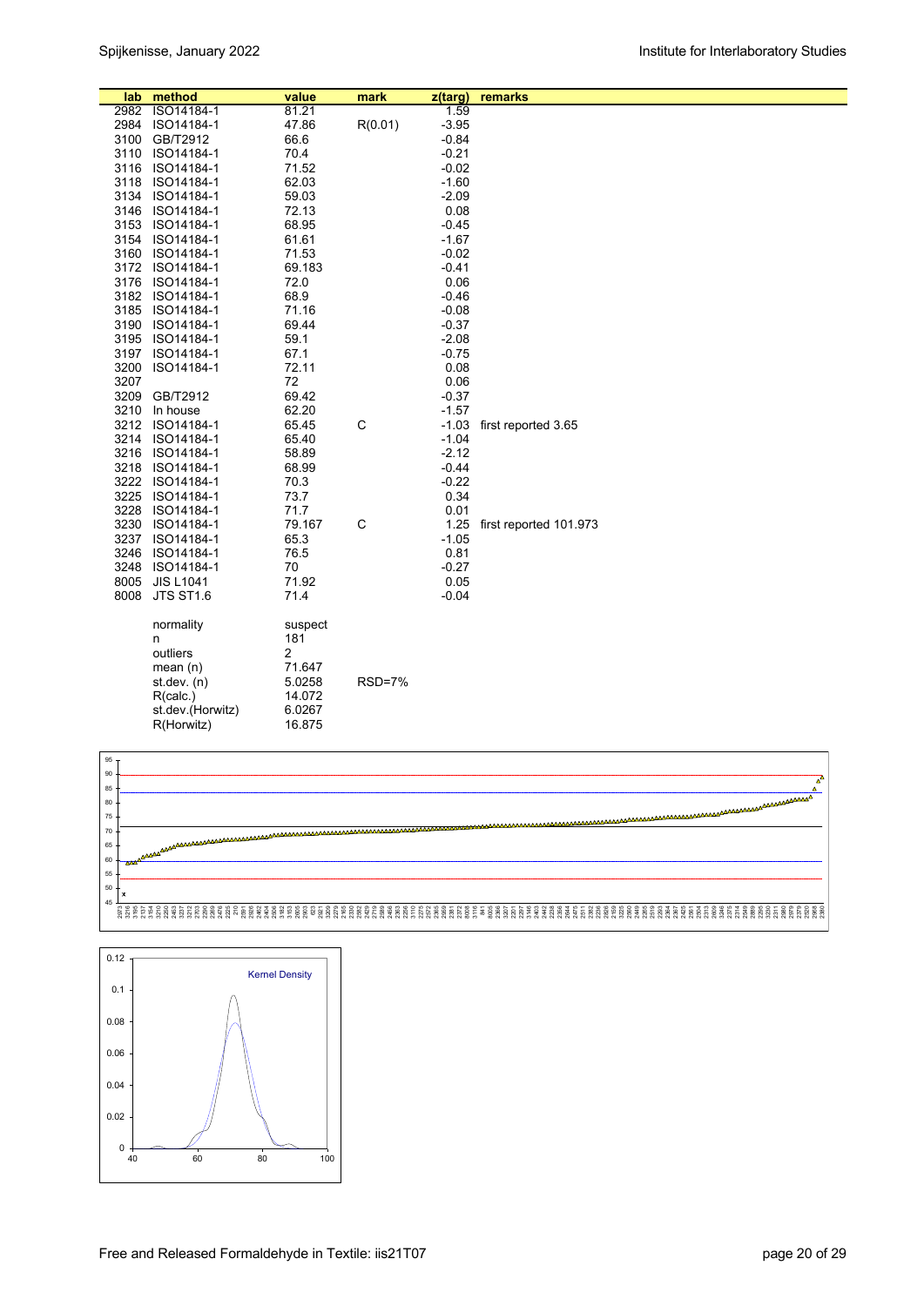| lab | method | value | mark | z(targ) | remarks |
|---|---|---|---|---|---|
| 2982 | ISO14184-1 | 81.21 | | 1.59 | |
| 2984 | ISO14184-1 | 47.86 | R(0.01) | -3.95 | |
| 3100 | GB/T2912 | 66.6 | | -0.84 | |
| 3110 | ISO14184-1 | 70.4 | | -0.21 | |
| 3116 | ISO14184-1 | 71.52 | | -0.02 | |
| 3118 | ISO14184-1 | 62.03 | | -1.60 | |
| 3134 | ISO14184-1 | 59.03 | | -2.09 | |
| 3146 | ISO14184-1 | 72.13 | | 0.08 | |
| 3153 | ISO14184-1 | 68.95 | | -0.45 | |
| 3154 | ISO14184-1 | 61.61 | | -1.67 | |
| 3160 | ISO14184-1 | 71.53 | | -0.02 | |
| 3172 | ISO14184-1 | 69.183 | | -0.41 | |
| 3176 | ISO14184-1 | 72.0 | | 0.06 | |
| 3182 | ISO14184-1 | 68.9 | | -0.46 | |
| 3185 | ISO14184-1 | 71.16 | | -0.08 | |
| 3190 | ISO14184-1 | 69.44 | | -0.37 | |
| 3195 | ISO14184-1 | 59.1 | | -2.08 | |
| 3197 | ISO14184-1 | 67.1 | | -0.75 | |
| 3200 | ISO14184-1 | 72.11 | | 0.08 | |
| 3207 | | 72 | | 0.06 | |
| 3209 | GB/T2912 | 69.42 | | -0.37 | |
| 3210 | In house | 62.20 | | -1.57 | |
| 3212 | ISO14184-1 | 65.45 | C | -1.03 | first reported 3.65 |
| 3214 | ISO14184-1 | 65.40 | | -1.04 | |
| 3216 | ISO14184-1 | 58.89 | | -2.12 | |
| 3218 | ISO14184-1 | 68.99 | | -0.44 | |
| 3222 | ISO14184-1 | 70.3 | | -0.22 | |
| 3225 | ISO14184-1 | 73.7 | | 0.34 | |
| 3228 | ISO14184-1 | 71.7 | | 0.01 | |
| 3230 | ISO14184-1 | 79.167 | C | 1.25 | first reported 101.973 |
| 3237 | ISO14184-1 | 65.3 | | -1.05 | |
| 3246 | ISO14184-1 | 76.5 | | 0.81 | |
| 3248 | ISO14184-1 | 70 | | -0.27 | |
| 8005 | JIS L1041 | 71.92 | | 0.05 | |
| 8008 | JTS ST1.6 | 71.4 | | -0.04 | |
| | normality | suspect | | | |
| | n | 181 | | | |
| | outliers | 2 | | | |
| | mean (n) | 71.647 | | | |
| | st.dev. (n) | 5.0258 | RSD=7% | | |
| | R(calc.) | 14.072 | | | |
| | st.dev.(Horwitz) | 6.0267 | | | |
| | R(Horwitz) | 16.875 | | | |

95
90
85
80
75
70
65
60
55
50
45

Kernel Density

0.12
0.1
0.08
0.06
0.04
0.02
0
40 60 80 100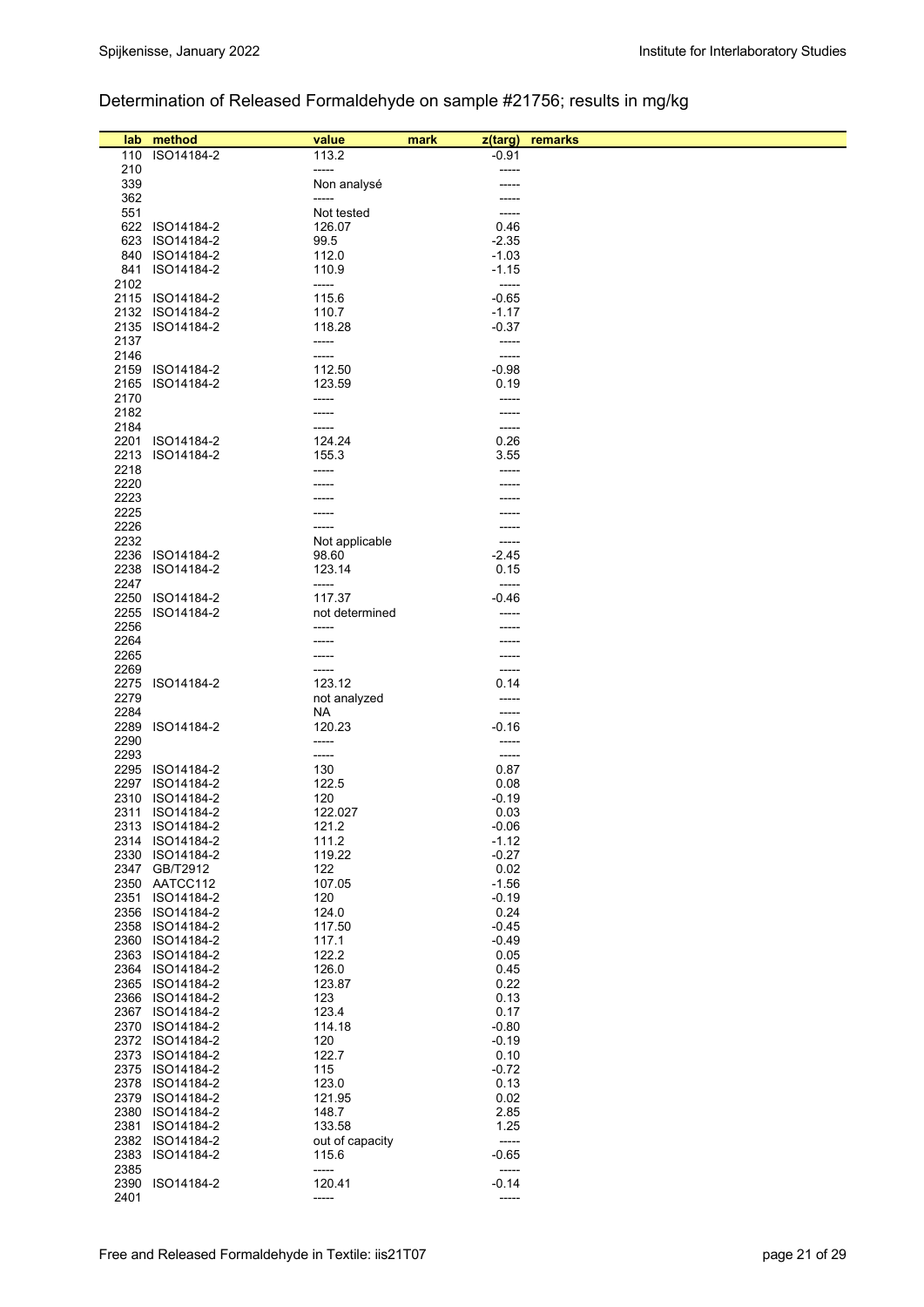## Determination of Released Formaldehyde on sample #21756; results in mg/kg

| lab | method | value | mark | z(targ) | remarks |
|---|---|---|---|---|---|
| 110 | ISO14184-2 | 113.2 | | -0.91 | |
| 210 | | ----- | | ----- | |
| 339 | | Non analysé | | ----- | |
| 362 | | ----- | | ----- | |
| 551 | | Not tested | | ----- | |
| 622 | ISO14184-2 | 126.07 | | 0.46 | |
| 623 | ISO14184-2 | 99.5 | | -2.35 | |
| 840 | ISO14184-2 | 112.0 | | -1.03 | |
| 841 | ISO14184-2 | 110.9 | | -1.15 | |
| 2102 | | ----- | | ----- | |
| 2115 | ISO14184-2 | 115.6 | | -0.65 | |
| 2132 | ISO14184-2 | 110.7 | | -1.17 | |
| 2135 | ISO14184-2 | 118.28 | | -0.37 | |
| 2137 | | ----- | | ----- | |
| 2146 | | ----- | | ----- | |
| 2159 | ISO14184-2 | 112.50 | | -0.98 | |
| 2165 | ISO14184-2 | 123.59 | | 0.19 | |
| 2170 | | ----- | | ----- | |
| 2182 | | ----- | | ----- | |
| 2184 | | ----- | | ----- | |
| 2201 | ISO14184-2 | 124.24 | | 0.26 | |
| 2213 | ISO14184-2 | 155.3 | | 3.55 | |
| 2218 | | ----- | | ----- | |
| 2220 | | ----- | | ----- | |
| 2223 | | ----- | | ----- | |
| 2225 | | ----- | | ----- | |
| 2226 | | ----- | | ----- | |
| 2232 | | Not applicable | | ----- | |
| 2236 | ISO14184-2 | 98.60 | | -2.45 | |
| 2238 | ISO14184-2 | 123.14 | | 0.15 | |
| 2247 | | ----- | | ----- | |
| 2250 | ISO14184-2 | 117.37 | | -0.46 | |
| 2255 | ISO14184-2 | not determined | | ----- | |
| 2256 | | ----- | | ----- | |
| 2264 | | ----- | | ----- | |
| 2265 | | ----- | | ----- | |
| 2269 | | ----- | | ----- | |
| 2275 | ISO14184-2 | 123.12 | | 0.14 | |
| 2279 | | not analyzed | | ----- | |
| 2284 | | NA | | ----- | |
| 2289 | ISO14184-2 | 120.23 | | -0.16 | |
| 2290 | | ----- | | ----- | |
| 2293 | | ----- | | ----- | |
| 2295 | ISO14184-2 | 130 | | 0.87 | |
| 2297 | ISO14184-2 | 122.5 | | 0.08 | |
| 2310 | ISO14184-2 | 120 | | -0.19 | |
| 2311 | ISO14184-2 | 122.027 | | 0.03 | |
| 2313 | ISO14184-2 | 121.2 | | -0.06 | |
| 2314 | ISO14184-2 | 111.2 | | -1.12 | |
| 2330 | ISO14184-2 | 119.22 | | -0.27 | |
| 2347 | GB/T2912 | 122 | | 0.02 | |
| 2350 | AATCC112 | 107.05 | | -1.56 | |
| 2351 | ISO14184-2 | 120 | | -0.19 | |
| 2356 | ISO14184-2 | 124.0 | | 0.24 | |
| 2358 | ISO14184-2 | 117.50 | | -0.45 | |
| 2360 | ISO14184-2 | 117.1 | | -0.49 | |
| 2363 | ISO14184-2 | 122.2 | | 0.05 | |
| 2364 | ISO14184-2 | 126.0 | | 0.45 | |
| 2365 | ISO14184-2 | 123.87 | | 0.22 | |
| 2366 | ISO14184-2 | 123 | | 0.13 | |
| 2367 | ISO14184-2 | 123.4 | | 0.17 | |
| 2370 | ISO14184-2 | 114.18 | | -0.80 | |
| 2372 | ISO14184-2 | 120 | | -0.19 | |
| 2373 | ISO14184-2 | 122.7 | | 0.10 | |
| 2375 | ISO14184-2 | 115 | | -0.72 | |
| 2378 | ISO14184-2 | 123.0 | | 0.13 | |
| 2379 | ISO14184-2 | 121.95 | | 0.02 | |
| 2380 | ISO14184-2 | 148.7 | | 2.85 | |
| 2381 | ISO14184-2 | 133.58 | | 1.25 | |
| 2382 | ISO14184-2 | out of capacity | | ----- | |
| 2383 | ISO14184-2 | 115.6 | | -0.65 | |
| 2385 | | ----- | | ----- | |
| 2390 | ISO14184-2 | 120.41 | | -0.14 | |
| 2401 | | ----- | | ----- | |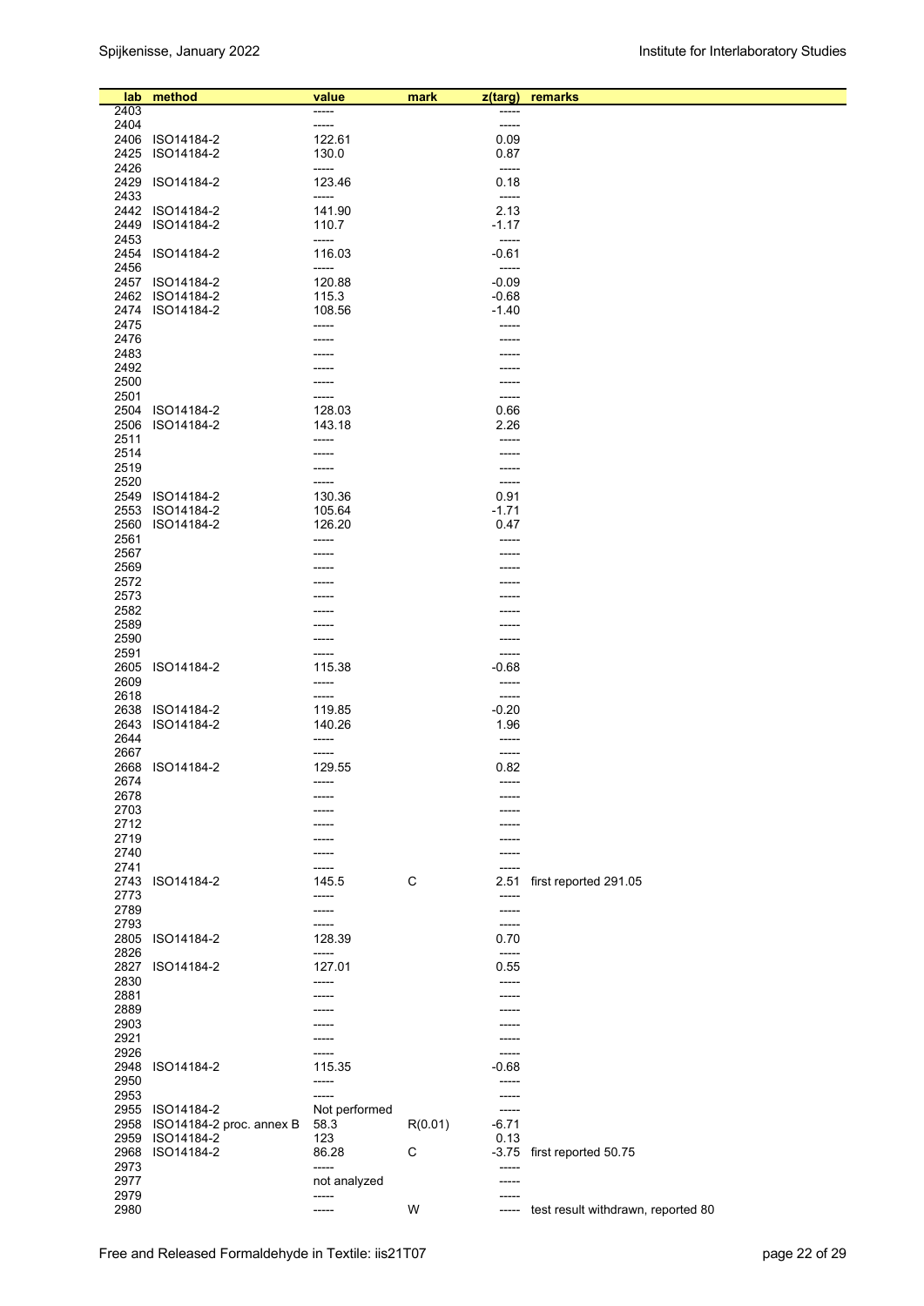| lab | method | value | mark | z(targ) | remarks |
|---|---|---|---|---|---|
| 2403 | | ----- | | ----- | |
| 2404 | | ----- | | ----- | |
| 2406 | ISO14184-2 | 122.61 | | 0.09 | |
| 2425 | ISO14184-2 | 130.0 | | 0.87 | |
| 2426 | | ----- | | ----- | |
| 2429 | ISO14184-2 | 123.46 | | 0.18 | |
| 2433 | | ----- | | ----- | |
| 2442 | ISO14184-2 | 141.90 | | 2.13 | |
| 2449 | ISO14184-2 | 110.7 | | -1.17 | |
| 2453 | | ----- | | ----- | |
| 2454 | ISO14184-2 | 116.03 | | -0.61 | |
| 2456 | | ----- | | ----- | |
| 2457 | ISO14184-2 | 120.88 | | -0.09 | |
| 2462 | ISO14184-2 | 115.3 | | -0.68 | |
| 2474 | ISO14184-2 | 108.56 | | -1.40 | |
| 2475 | | ----- | | ----- | |
| 2476 | | ----- | | ----- | |
| 2483 | | ----- | | ----- | |
| 2492 | | ----- | | ----- | |
| 2500 | | ----- | | ----- | |
| 2501 | | ----- | | ----- | |
| 2504 | ISO14184-2 | 128.03 | | 0.66 | |
| 2506 | ISO14184-2 | 143.18 | | 2.26 | |
| 2511 | | ----- | | ----- | |
| 2514 | | ----- | | ----- | |
| 2519 | | ----- | | ----- | |
| 2520 | | ----- | | ----- | |
| 2549 | ISO14184-2 | 130.36 | | 0.91 | |
| 2553 | ISO14184-2 | 105.64 | | -1.71 | |
| 2560 | ISO14184-2 | 126.20 | | 0.47 | |
| 2561 | | ----- | | ----- | |
| 2567 | | ----- | | ----- | |
| 2569 | | ----- | | ----- | |
| 2572 | | ----- | | ----- | |
| 2573 | | ----- | | ----- | |
| 2582 | | ----- | | ----- | |
| 2589 | | ----- | | ----- | |
| 2590 | | ----- | | ----- | |
| 2591 | | ----- | | ----- | |
| 2605 | ISO14184-2 | 115.38 | | -0.68 | |
| 2609 | | ----- | | ----- | |
| 2618 | | ----- | | ----- | |
| 2638 | ISO14184-2 | 119.85 | | -0.20 | |
| 2643 | ISO14184-2 | 140.26 | | 1.96 | |
| 2644 | | ----- | | ----- | |
| 2667 | | ----- | | ----- | |
| 2668 | ISO14184-2 | 129.55 | | 0.82 | |
| 2674 | | ----- | | ----- | |
| 2678 | | ----- | | ----- | |
| 2703 | | ----- | | ----- | |
| 2712 | | ----- | | ----- | |
| 2719 | | ----- | | ----- | |
| 2740 | | ----- | | ----- | |
| 2741 | | ----- | | ----- | |
| 2743 | ISO14184-2 | 145.5 | C | 2.51 | first reported 291.05 |
| 2773 | | ----- | | ----- | |
| 2789 | | ----- | | ----- | |
| 2793 | | ----- | | ----- | |
| 2805 | ISO14184-2 | 128.39 | | 0.70 | |
| 2826 | | ----- | | ----- | |
| 2827 | ISO14184-2 | 127.01 | | 0.55 | |
| 2830 | | ----- | | ----- | |
| 2881 | | ----- | | ----- | |
| 2889 | | ----- | | ----- | |
| 2903 | | ----- | | ----- | |
| 2921 | | ----- | | ----- | |
| 2926 | | ----- | | ----- | |
| 2948 | ISO14184-2 | 115.35 | | -0.68 | |
| 2950 | | ----- | | ----- | |
| 2953 | | ----- | | ----- | |
| 2955 | ISO14184-2 | Not performed | | ----- | |
| 2958 | ISO14184-2 proc. annex B | 58.3 | R(0.01) | -6.71 | |
| 2959 | ISO14184-2 | 123 | | 0.13 | |
| 2968 | ISO14184-2 | 86.28 | C | -3.75 | first reported 50.75 |
| 2973 | | ----- | | ----- | |
| 2977 | | not analyzed | | ----- | |
| 2979 | | ----- | | ----- | |
| 2980 | | ----- | W | ----- | test result withdrawn, reported 80 |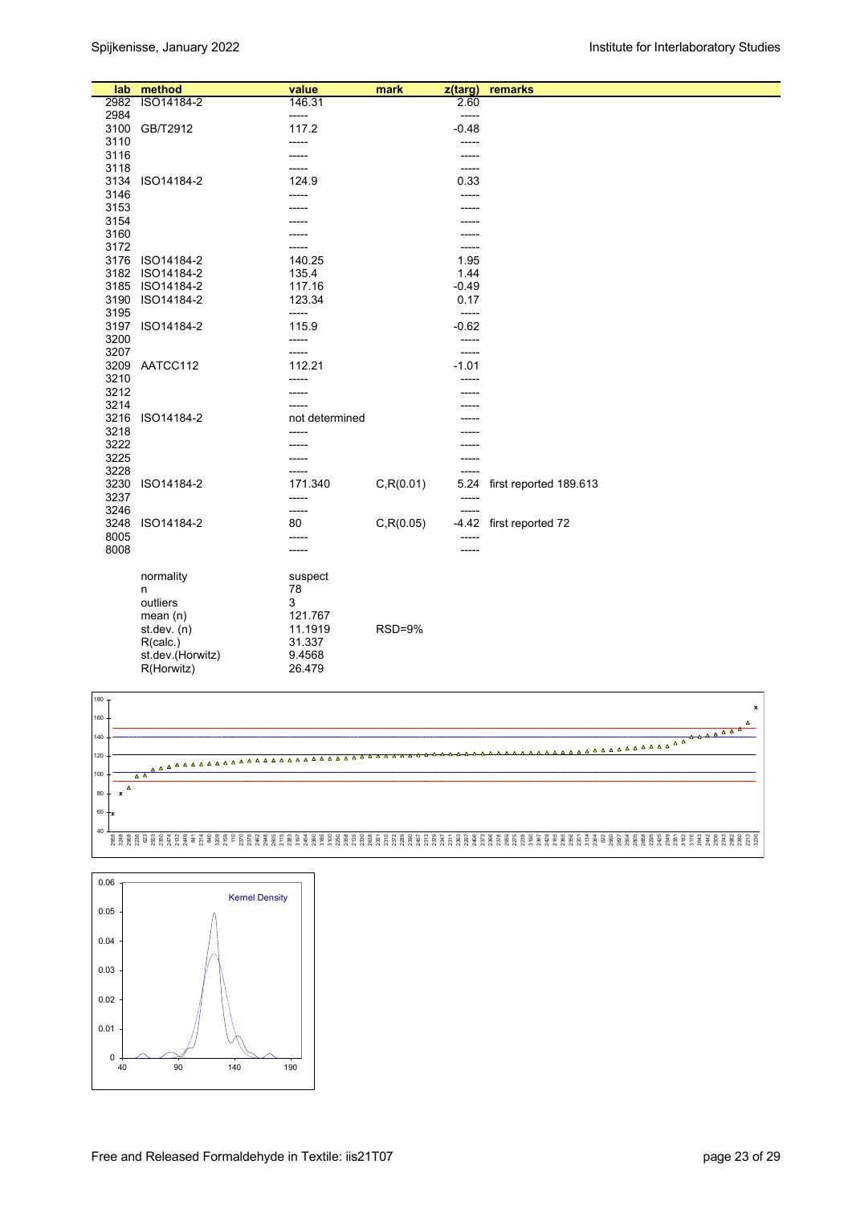| lab | method | value | mark | z(targ) | remarks |
|---|---|---|---|---|---|
| 2982 | ISO14184-2 | 146.31 | | 2.60 | |
| 2984 | | ----- | | ----- | |
| 3100 | GB/T2912 | 117.2 | | -0.48 | |
| 3110 | | ----- | | ----- | |
| 3116 | | ----- | | ----- | |
| 3118 | | ----- | | ----- | |
| 3134 | ISO14184-2 | 124.9 | | 0.33 | |
| 3146 | | ----- | | ----- | |
| 3153 | | ----- | | ----- | |
| 3154 | | ----- | | ----- | |
| 3160 | | ----- | | ----- | |
| 3172 | | ----- | | ----- | |
| 3176 | ISO14184-2 | 140.25 | | 1.95 | |
| 3182 | ISO14184-2 | 135.4 | | 1.44 | |
| 3185 | ISO14184-2 | 117.16 | | -0.49 | |
| 3190 | ISO14184-2 | 123.34 | | 0.17 | |
| 3195 | | ----- | | ----- | |
| 3197 | ISO14184-2 | 115.9 | | -0.62 | |
| 3200 | | ----- | | ----- | |
| 3207 | | ----- | | ----- | |
| 3209 | AATCC112 | 112.21 | | -1.01 | |
| 3210 | | ----- | | ----- | |
| 3212 | | ----- | | ----- | |
| 3214 | | ----- | | ----- | |
| 3216 | ISO14184-2 | not determined | | ----- | |
| 3218 | | ----- | | ----- | |
| 3222 | | ----- | | ----- | |
| 3225 | | ----- | | ----- | |
| 3228 | | ----- | | ----- | |
| 3230 | ISO14184-2 | 171.340 | C,R(0.01) | 5.24 | first reported 189.613 |
| 3237 | | ----- | | ----- | |
| 3246 | | ----- | | ----- | |
| 3248 | ISO14184-2 | 80 | C,R(0.05) | -4.42 | first reported 72 |
| 8005 | | ----- | | ----- | |
| 8008 | | ----- | | ----- | |

| | | |
|---|---|---|
| normality | suspect | |
| n | 78 | |
| outliers | 3 | |
| mean (n) | 121.767 | |
| st.dev. (n) | 11.1919 | RSD=9% |
| R(calc.) | 31.337 | |
| st.dev.(Horwitz) | 9.4568 | |
| R(Horwitz) | 26.479 | |

180
160
140
120
100
80
60
40

0.06
0.05
0.04
0.03
0.02
0.01
0
40
90
140
190
Kernel Density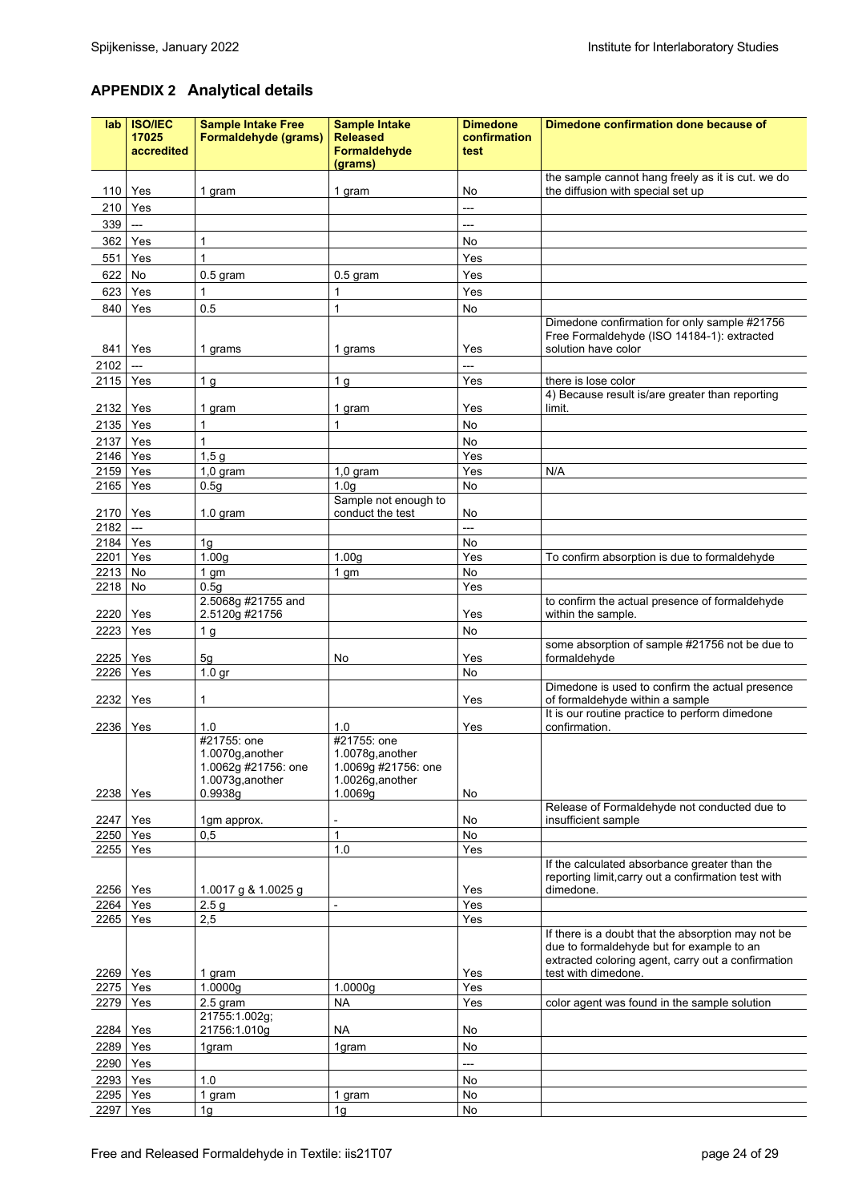## APPENDIX 2 Analytical details

| lab | ISO/IEC 17025 accredited | Sample Intake Free Formaldehyde (grams) | Sample Intake Released Formaldehyde (grams) | Dimedone confirmation test | Dimedone confirmation done because of |
|---|---|---|---|---|---|
| 110 | Yes | 1 gram | 1 gram | No | the sample cannot hang freely as it is cut. we do the diffusion with special set up |
| 210 | Yes | | | --- | |
| 339 | --- | | | --- | |
| 362 | Yes | 1 | | No | |
| 551 | Yes | 1 | | Yes | |
| 622 | No | 0.5 gram | 0.5 gram | Yes | |
| 623 | Yes | 1 | 1 | Yes | |
| 840 | Yes | 0.5 | 1 | No | |
| 841 | Yes | 1 grams | 1 grams | Yes | Dimedone confirmation for only sample #21756 Free Formaldehyde (ISO 14184-1): extracted solution have color |
| 2102 | --- | | | --- | |
| 2115 | Yes | 1 g | 1 g | Yes | there is lose color |
| 2132 | Yes | 1 gram | 1 gram | Yes | 4) Because result is/are greater than reporting limit. |
| 2135 | Yes | 1 | 1 | No | |
| 2137 | Yes | 1 | | No | |
| 2146 | Yes | 1,5 g | | Yes | |
| 2159 | Yes | 1,0 gram | 1,0 gram | Yes | N/A |
| 2165 | Yes | 0.5g | 1.0g | No | |
| 2170 | Yes | 1.0 gram | Sample not enough to conduct the test | No | |
| 2182 | --- | | | --- | |
| 2184 | Yes | 1g | | No | |
| 2201 | Yes | 1.00g | 1.00g | Yes | To confirm absorption is due to formaldehyde |
| 2213 | No | 1 gm | 1 gm | No | |
| 2218 | No | 0.5g | | Yes | |
| 2220 | Yes | 2.5068g #21755 and 2.5120g #21756 | | Yes | to confirm the actual presence of formaldehyde within the sample. |
| 2223 | Yes | 1 g | | No | |
| 2225 | Yes | 5g | No | Yes | some absorption of sample #21756 not be due to formaldehyde |
| 2226 | Yes | 1.0 gr | | No | |
| 2232 | Yes | 1 | | Yes | Dimedone is used to confirm the actual presence of formaldehyde within a sample |
| 2236 | Yes | 1.0 | 1.0 | Yes | It is our routine practice to perform dimedone confirmation. |
| 2238 | Yes | #21755: one 1.0070g,another 1.0062g #21756: one 1.0073g,another 0.9938g | #21755: one 1.0078g,another 1.0069g #21756: one 1.0026g,another 1.0069g | No | |
| 2247 | Yes | 1gm approx. | - | No | Release of Formaldehyde not conducted due to insufficient sample |
| 2250 | Yes | 0,5 | 1 | No | |
| 2255 | Yes | | 1.0 | Yes | |
| 2256 | Yes | 1.0017 g & 1.0025 g | | Yes | If the calculated absorbance greater than the reporting limit,carry out a confirmation test with dimedone. |
| 2264 | Yes | 2.5 g | - | Yes | |
| 2265 | Yes | 2,5 | | Yes | |
| 2269 | Yes | 1 gram | | Yes | If there is a doubt that the absorption may not be due to formaldehyde but for example to an extracted coloring agent, carry out a confirmation test with dimedone. |
| 2275 | Yes | 1.0000g | 1.0000g | Yes | |
| 2279 | Yes | 2.5 gram | NA | Yes | color agent was found in the sample solution |
| 2284 | Yes | 21755:1.002g; 21756:1.010g | NA | No | |
| 2289 | Yes | 1gram | 1gram | No | |
| 2290 | Yes | | | --- | |
| 2293 | Yes | 1.0 | | No | |
| 2295 | Yes | 1 gram | 1 gram | No | |
| 2297 | Yes | 1g | 1g | No | |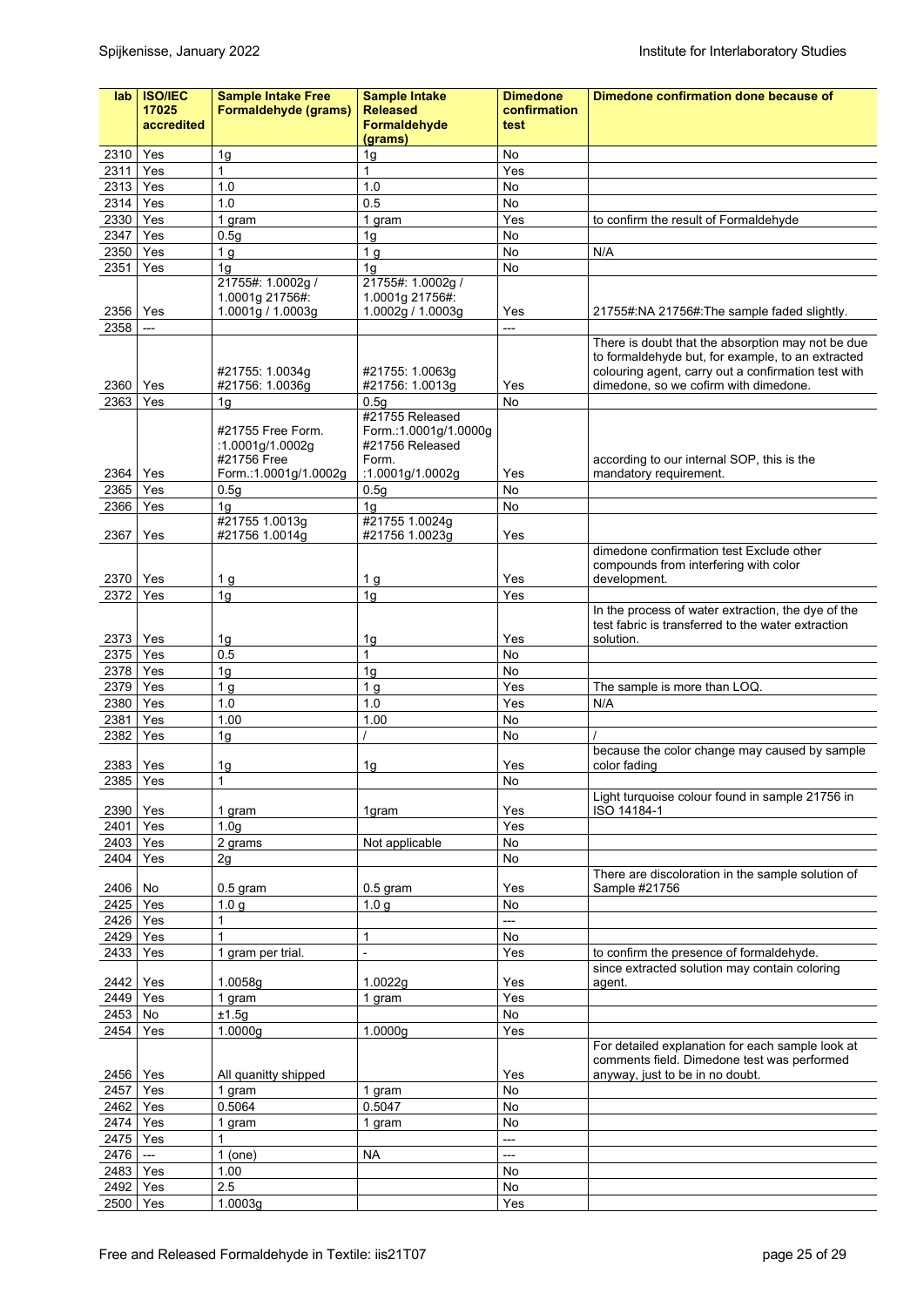| lab | ISO/IEC 17025 accredited | Sample Intake Free Formaldehyde (grams) | Sample Intake Released Formaldehyde (grams) | Dimedone confirmation test | Dimedone confirmation done because of |
|---|---|---|---|---|---|
| 2310 | Yes | 1g | 1g | No | |
| 2311 | Yes | 1 | 1 | Yes | |
| 2313 | Yes | 1.0 | 1.0 | No | |
| 2314 | Yes | 1.0 | 0.5 | No | |
| 2330 | Yes | 1 gram | 1 gram | Yes | to confirm the result of Formaldehyde |
| 2347 | Yes | 0.5g | 1g | No | |
| 2350 | Yes | 1 g | 1 g | No | N/A |
| 2351 | Yes | 1g | 1g | No | |
| 2356 | Yes | 21755#: 1.0002g / 1.0001g 21756#: 1.0001g / 1.0003g | 21755#: 1.0002g / 1.0001g 21756#: 1.0002g / 1.0003g | Yes | 21755#:NA 21756#:The sample faded slightly. |
| 2358 | --- | | | --- | |
| 2360 | Yes | #21755: 1.0034g #21756: 1.0036g | #21755: 1.0063g #21756: 1.0013g | Yes | There is doubt that the absorption may not be due to formaldehyde but, for example, to an extracted colouring agent, carry out a confirmation test with dimedone, so we cofirm with dimedone. |
| 2363 | Yes | 1g | 0.5g | No | |
| 2364 | Yes | #21755 Free Form. :1.0001g/1.0002g #21756 Free Form.:1.0001g/1.0002g | #21755 Released Form.:1.0001g/1.0000g #21756 Released Form. :1.0001g/1.0002g | Yes | according to our internal SOP, this is the mandatory requirement. |
| 2365 | Yes | 0.5g | 0.5g | No | |
| 2366 | Yes | 1g | 1g | No | |
| 2367 | Yes | #21755 1.0013g #21756 1.0014g | #21755 1.0024g #21756 1.0023g | Yes | |
| 2370 | Yes | 1 g | 1 g | Yes | dimedone confirmation test Exclude other compounds from interfering with color development. |
| 2372 | Yes | 1g | 1g | Yes | |
| 2373 | Yes | 1g | 1g | Yes | In the process of water extraction, the dye of the test fabric is transferred to the water extraction solution. |
| 2375 | Yes | 0.5 | 1 | No | |
| 2378 | Yes | 1g | 1g | No | |
| 2379 | Yes | 1 g | 1 g | Yes | The sample is more than LOQ. |
| 2380 | Yes | 1.0 | 1.0 | Yes | N/A |
| 2381 | Yes | 1.00 | 1.00 | No | |
| 2382 | Yes | 1g | / | No | / |
| 2383 | Yes | 1g | 1g | Yes | because the color change may caused by sample color fading |
| 2385 | Yes | 1 | | No | |
| 2390 | Yes | 1 gram | 1gram | Yes | Light turquoise colour found in sample 21756 in ISO 14184-1 |
| 2401 | Yes | 1.0g | | Yes | |
| 2403 | Yes | 2 grams | Not applicable | No | |
| 2404 | Yes | 2g | | No | |
| 2406 | No | 0.5 gram | 0.5 gram | Yes | There are discoloration in the sample solution of Sample #21756 |
| 2425 | Yes | 1.0 g | 1.0 g | No | |
| 2426 | Yes | 1 | | --- | |
| 2429 | Yes | 1 | 1 | No | |
| 2433 | Yes | 1 gram per trial. | - | Yes | to confirm the presence of formaldehyde. |
| 2442 | Yes | 1.0058g | 1.0022g | Yes | since extracted solution may contain coloring agent. |
| 2449 | Yes | 1 gram | 1 gram | Yes | |
| 2453 | No | ±1.5g | | No | |
| 2454 | Yes | 1.0000g | 1.0000g | Yes | |
| 2456 | Yes | All quanitty shipped | | Yes | For detailed explanation for each sample look at comments field. Dimedone test was performed anyway, just to be in no doubt. |
| 2457 | Yes | 1 gram | 1 gram | No | |
| 2462 | Yes | 0.5064 | 0.5047 | No | |
| 2474 | Yes | 1 gram | 1 gram | No | |
| 2475 | Yes | 1 | | --- | |
| 2476 | --- | 1 (one) | NA | --- | |
| 2483 | Yes | 1.00 | | No | |
| 2492 | Yes | 2.5 | | No | |
| 2500 | Yes | 1.0003g | | Yes | |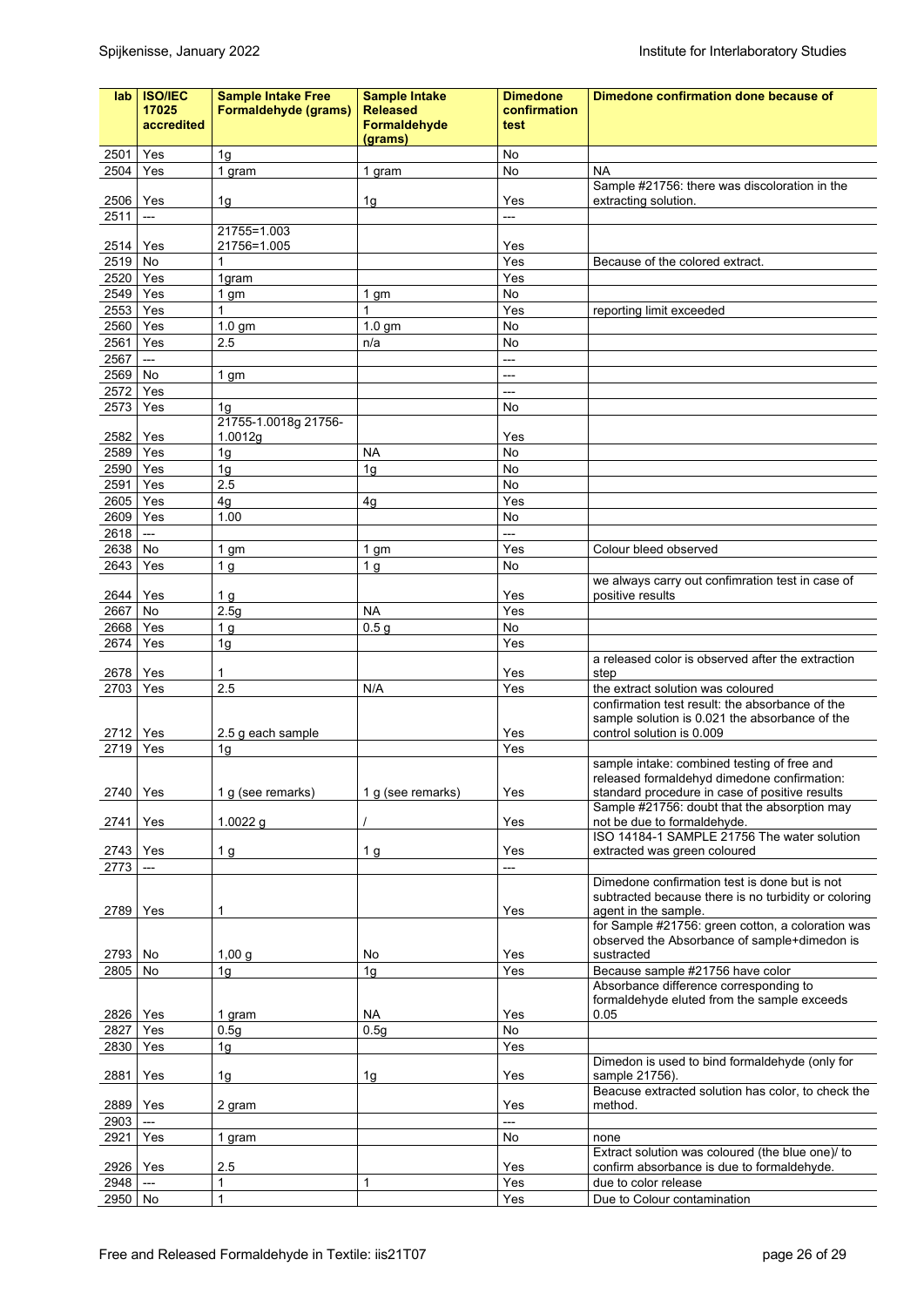| lab | ISO/IEC 17025 accredited | Sample Intake Free Formaldehyde (grams) | Sample Intake Released Formaldehyde (grams) | Dimedone confirmation test | Dimedone confirmation done because of |
|---|---|---|---|---|---|
| 2501 | Yes | 1g | | No | |
| 2504 | Yes | 1 gram | 1 gram | No | NA |
| 2506 | Yes | 1g | 1g | Yes | Sample #21756: there was discoloration in the extracting solution. |
| 2511 | --- | | | --- | |
| 2514 | Yes | 21755=1.003 21756=1.005 | | Yes | |
| 2519 | No | 1 | | Yes | Because of the colored extract. |
| 2520 | Yes | 1gram | | Yes | |
| 2549 | Yes | 1 gm | 1 gm | No | |
| 2553 | Yes | 1 | 1 | Yes | reporting limit exceeded |
| 2560 | Yes | 1.0 gm | 1.0 gm | No | |
| 2561 | Yes | 2.5 | n/a | No | |
| 2567 | --- | | | --- | |
| 2569 | No | 1 gm | | --- | |
| 2572 | Yes | | | --- | |
| 2573 | Yes | 1g | | No | |
| 2582 | Yes | 21755-1.0018g 21756-1.0012g | | Yes | |
| 2589 | Yes | 1g | NA | No | |
| 2590 | Yes | 1g | 1g | No | |
| 2591 | Yes | 2.5 | | No | |
| 2605 | Yes | 4g | 4g | Yes | |
| 2609 | Yes | 1.00 | | No | |
| 2618 | --- | | | --- | |
| 2638 | No | 1 gm | 1 gm | Yes | Colour bleed observed |
| 2643 | Yes | 1 g | 1 g | No | |
| 2644 | Yes | 1 g | | Yes | we always carry out confimration test in case of positive results |
| 2667 | No | 2.5g | NA | Yes | |
| 2668 | Yes | 1 g | 0.5 g | No | |
| 2674 | Yes | 1g | | Yes | |
| 2678 | Yes | 1 | | Yes | a released color is observed after the extraction step |
| 2703 | Yes | 2.5 | N/A | Yes | the extract solution was coloured |
| 2712 | Yes | 2.5 g each sample | | Yes | confirmation test result: the absorbance of the sample solution is 0.021 the absorbance of the control solution is 0.009 |
| 2719 | Yes | 1g | | Yes | |
| 2740 | Yes | 1 g (see remarks) | 1 g (see remarks) | Yes | sample intake: combined testing of free and released formaldehyd dimedone confirmation: standard procedure in case of positive results |
| 2741 | Yes | 1.0022 g | / | Yes | Sample #21756: doubt that the absorption may not be due to formaldehyde. |
| 2743 | Yes | 1 g | 1 g | Yes | ISO 14184-1 SAMPLE 21756 The water solution extracted was green coloured |
| 2773 | --- | | | --- | |
| 2789 | Yes | 1 | | Yes | Dimedone confirmation test is done but is not subtracted because there is no turbidity or coloring agent in the sample. |
| 2793 | No | 1,00 g | No | Yes | for Sample #21756: green cotton, a coloration was observed the Absorbance of sample+dimedon is sustracted |
| 2805 | No | 1g | 1g | Yes | Because sample #21756 have color |
| 2826 | Yes | 1 gram | NA | Yes | Absorbance difference corresponding to formaldehyde eluted from the sample exceeds 0.05 |
| 2827 | Yes | 0.5g | 0.5g | No | |
| 2830 | Yes | 1g | | Yes | |
| 2881 | Yes | 1g | 1g | Yes | Dimedon is used to bind formaldehyde (only for sample 21756). |
| 2889 | Yes | 2 gram | | Yes | Beacuse extracted solution has color, to check the method. |
| 2903 | --- | | | --- | |
| 2921 | Yes | 1 gram | | No | none |
| 2926 | Yes | 2.5 | | Yes | Extract solution was coloured (the blue one)/ to confirm absorbance is due to formaldehyde. |
| 2948 | --- | 1 | 1 | Yes | due to color release |
| 2950 | No | 1 | | Yes | Due to Colour contamination |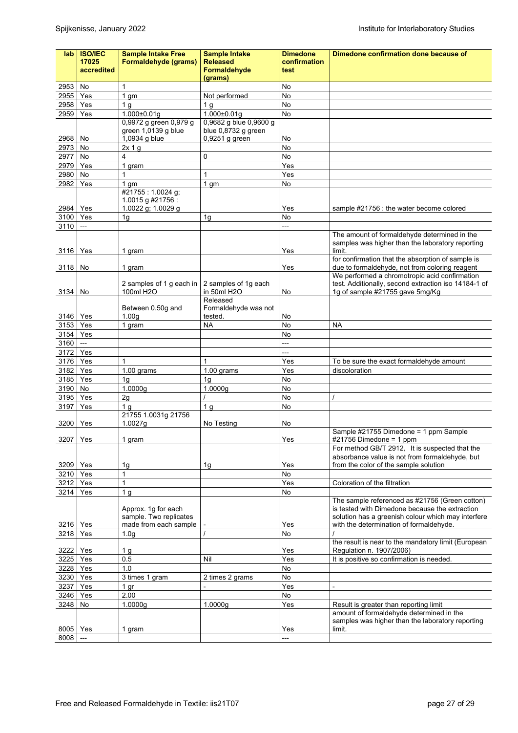| lab | ISO/IEC 17025 accredited | Sample Intake Free Formaldehyde (grams) | Sample Intake Released Formaldehyde (grams) | Dimedone confirmation test | Dimedone confirmation done because of |
|---|---|---|---|---|---|
| 2953 | No | 1 | | No | |
| 2955 | Yes | 1 gm | Not performed | No | |
| 2958 | Yes | 1 g | 1 g | No | |
| 2959 | Yes | 1.000±0.01g | 1.000±0.01g | No | |
| 2968 | No | 0,9972 g green 0,979 g green 1,0139 g blue 1,0934 g blue | 0,9682 g blue 0,9600 g blue 0,8732 g green 0,9251 g green | No | |
| 2973 | No | 2x 1 g | | No | |
| 2977 | No | 4 | 0 | No | |
| 2979 | Yes | 1 gram | | Yes | |
| 2980 | No | 1 | 1 | Yes | |
| 2982 | Yes | 1 gm | 1 gm | No | |
| 2984 | Yes | #21755 : 1.0024 g; 1.0015 g #21756 : 1.0022 g; 1.0029 g | | Yes | sample #21756 : the water become colored |
| 3100 | Yes | 1g | 1g | No | |
| 3110 | --- | | | --- | |
| 3116 | Yes | 1 gram | | Yes | The amount of formaldehyde determined in the samples was higher than the laboratory reporting limit. |
| 3118 | No | 1 gram | | Yes | for confirmation that the absorption of sample is due to formaldehyde, not from coloring reagent |
| 3134 | No | 2 samples of 1 g each in 100ml H2O | 2 samples of 1g each in 50ml H2O | No | We performed a chromotropic acid confirmation test. Additionally, second extraction iso 14184-1 of 1g of sample #21755 gave 5mg/Kg |
| 3146 | Yes | Between 0.50g and 1.00g | Released Formaldehyde was not tested. | No | |
| 3153 | Yes | 1 gram | NA | No | NA |
| 3154 | Yes | | | No | |
| 3160 | --- | | | --- | |
| 3172 | Yes | | | --- | |
| 3176 | Yes | 1 | 1 | Yes | To be sure the exact formaldehyde amount |
| 3182 | Yes | 1.00 grams | 1.00 grams | Yes | discoloration |
| 3185 | Yes | 1g | 1g | No | |
| 3190 | No | 1.0000g | 1.0000g | No | |
| 3195 | Yes | 2g | / | No | / |
| 3197 | Yes | 1 g | 1 g | No | |
| 3200 | Yes | 21755 1.0031g 21756 1.0027g | No Testing | No | |
| 3207 | Yes | 1 gram | | Yes | Sample #21755 Dimedone = 1 ppm Sample #21756 Dimedone = 1 ppm |
| 3209 | Yes | 1g | 1g | Yes | For method GB/T 2912, It is suspected that the absorbance value is not from formaldehyde, but from the color of the sample solution |
| 3210 | Yes | 1 | | No | |
| 3212 | Yes | 1 | | Yes | Coloration of the filtration |
| 3214 | Yes | 1 g | | No | |
| 3216 | Yes | Approx. 1g for each sample. Two replicates made from each sample | - | Yes | The sample referenced as #21756 (Green cotton) is tested with Dimedone because the extraction solution has a greenish colour which may interfere with the determination of formaldehyde. |
| 3218 | Yes | 1.0g | / | No | / |
| 3222 | Yes | 1 g | | Yes | the result is near to the mandatory limit (European Regulation n. 1907/2006) |
| 3225 | Yes | 0.5 | Nil | Yes | It is positive so confirmation is needed. |
| 3228 | Yes | 1.0 | | No | |
| 3230 | Yes | 3 times 1 gram | 2 times 2 grams | No | |
| 3237 | Yes | 1 gr | - | Yes | - |
| 3246 | Yes | 2.00 | | No | |
| 3248 | No | 1.0000g | 1.0000g | Yes | Result is greater than reporting limit |
| 8005 | Yes | 1 gram | | Yes | amount of formaldehyde determined in the samples was higher than the laboratory reporting limit. |
| 8008 | --- | | | --- | |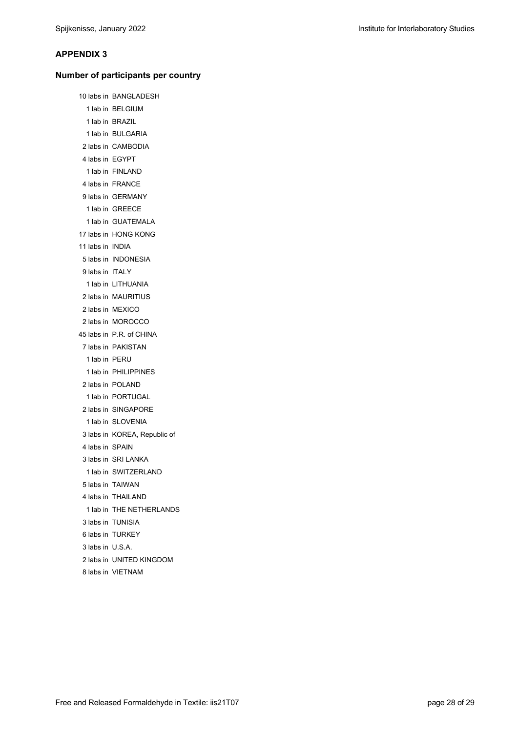## APPENDIX 3

### Number of participants per country

10 labs in BANGLADESH
1 lab in BELGIUM
1 lab in BRAZIL
1 lab in BULGARIA
2 labs in CAMBODIA
4 labs in EGYPT
1 lab in FINLAND
4 labs in FRANCE
9 labs in GERMANY
1 lab in GREECE
1 lab in GUATEMALA
17 labs in HONG KONG
11 labs in INDIA
5 labs in INDONESIA
9 labs in ITALY
1 lab in LITHUANIA
2 labs in MAURITIUS
2 labs in MEXICO
2 labs in MOROCCO
45 labs in P.R. of CHINA
7 labs in PAKISTAN
1 lab in PERU
1 lab in PHILIPPINES
2 labs in POLAND
1 lab in PORTUGAL
2 labs in SINGAPORE
1 lab in SLOVENIA
3 labs in KOREA, Republic of
4 labs in SPAIN
3 labs in SRI LANKA
1 lab in SWITZERLAND
5 labs in TAIWAN
4 labs in THAILAND
1 lab in THE NETHERLANDS
3 labs in TUNISIA
6 labs in TURKEY
3 labs in U.S.A.
2 labs in UNITED KINGDOM
8 labs in VIETNAM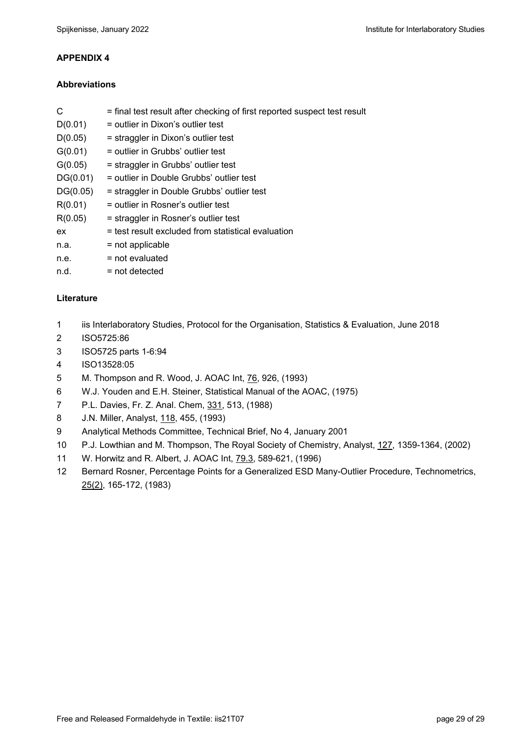**APPENDIX 4**

**Abbreviations**

| | |
|---|---|
| C | = final test result after checking of first reported suspect test result |
| D(0.01) | = outlier in Dixon's outlier test |
| D(0.05) | = straggler in Dixon's outlier test |
| G(0.01) | = outlier in Grubbs' outlier test |
| G(0.05) | = straggler in Grubbs' outlier test |
| DG(0.01) | = outlier in Double Grubbs' outlier test |
| DG(0.05) | = straggler in Double Grubbs' outlier test |
| R(0.01) | = outlier in Rosner's outlier test |
| R(0.05) | = straggler in Rosner's outlier test |
| ex | = test result excluded from statistical evaluation |
| n.a. | = not applicable |
| n.e. | = not evaluated |
| n.d. | = not detected |

**Literature**

1. iis Interlaboratory Studies, Protocol for the Organisation, Statistics & Evaluation, June 2018
2. ISO5725:86
3. ISO5725 parts 1-6:94
4. ISO13528:05
5. M. Thompson and R. Wood, J. AOAC Int, 76, 926, (1993)
6. W.J. Youden and E.H. Steiner, Statistical Manual of the AOAC, (1975)
7. P.L. Davies, Fr. Z. Anal. Chem, 331, 513, (1988)
8. J.N. Miller, Analyst, 118, 455, (1993)
9. Analytical Methods Committee, Technical Brief, No 4, January 2001
10. P.J. Lowthian and M. Thompson, The Royal Society of Chemistry, Analyst, 127, 1359-1364, (2002)
11. W. Horwitz and R. Albert, J. AOAC Int, 79.3, 589-621, (1996)
12. Bernard Rosner, Percentage Points for a Generalized ESD Many-Outlier Procedure, Technometrics, 25(2), 165-172, (1983)